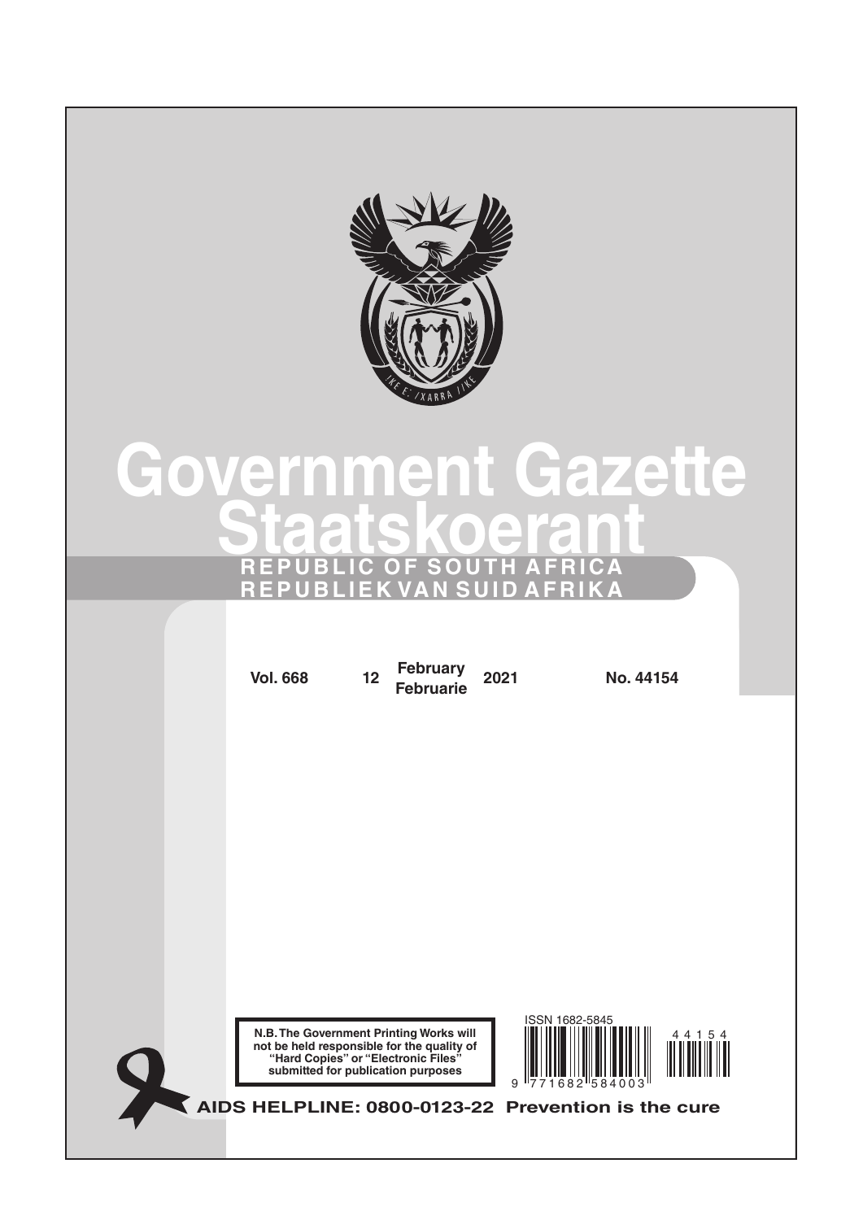# Government Gazette

# Staatskoerant

**REPUBLIC OF SOUTH AFRICA**

**REPUBLIEK VAN SUID AFRIKA**

**Vol. 668** | **12 February / Februarie 2021** | **No. 44154**

**N.B. The Government Printing Works will not be held responsible for the quality of "Hard Copies" or "Electronic Files" submitted for publication purposes**

ISSN 1682-5845

9 771682 584003

44154

**AIDS HELPLINE: 0800-0123-22 Prevention is the cure**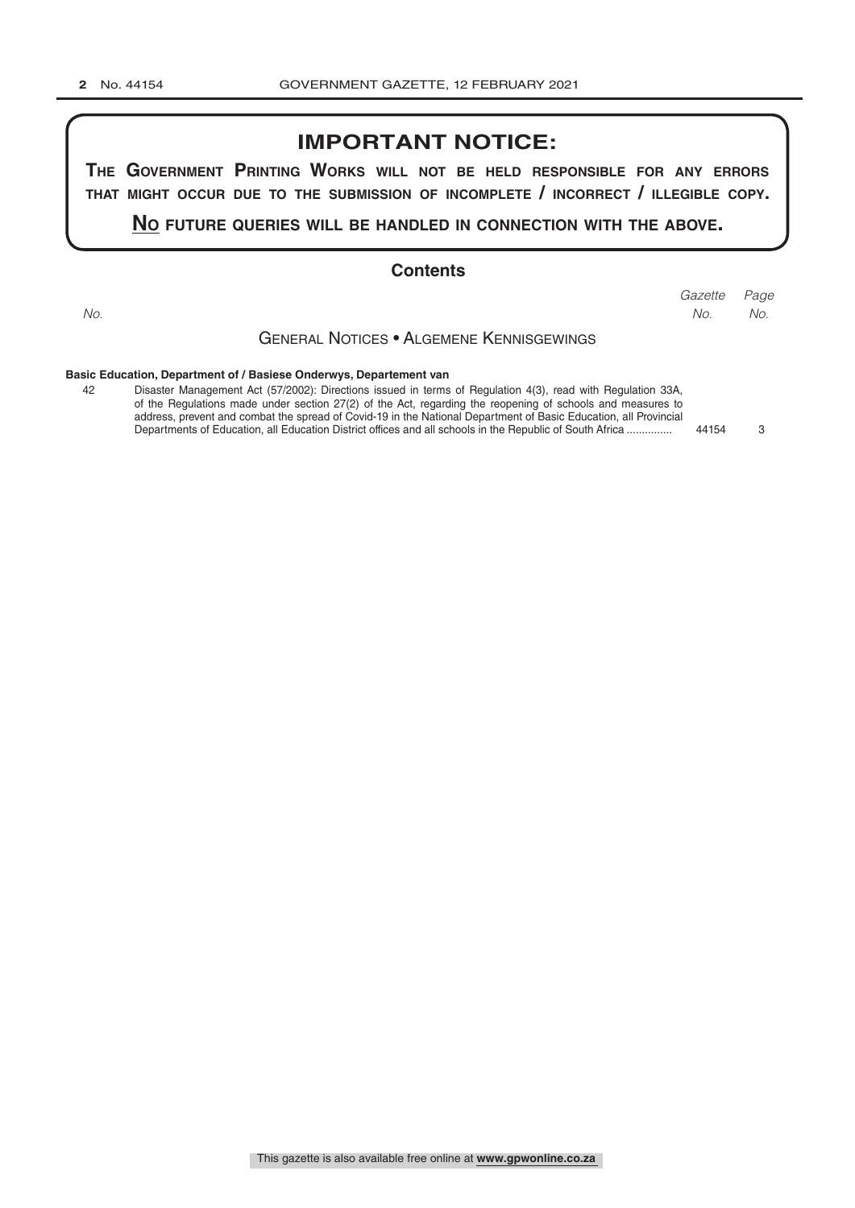# IMPORTANT NOTICE:

**THE GOVERNMENT PRINTING WORKS WILL NOT BE HELD RESPONSIBLE FOR ANY ERRORS THAT MIGHT OCCUR DUE TO THE SUBMISSION OF INCOMPLETE / INCORRECT / ILLEGIBLE COPY.**

**NO FUTURE QUERIES WILL BE HANDLED IN CONNECTION WITH THE ABOVE.**

## Contents

| No. | | Gazette No. | Page No. |
|---|---|---|---|
| | **GENERAL NOTICES • ALGEMENE KENNISGEWINGS** | | |
| | **Basic Education, Department of / Basiese Onderwys, Departement van** | | |
| 42 | Disaster Management Act (57/2002): Directions issued in terms of Regulation 4(3), read with Regulation 33A, of the Regulations made under section 27(2) of the Act, regarding the reopening of schools and measures to address, prevent and combat the spread of Covid-19 in the National Department of Basic Education, all Provincial Departments of Education, all Education District offices and all schools in the Republic of South Africa .............. | 44154 | 3 |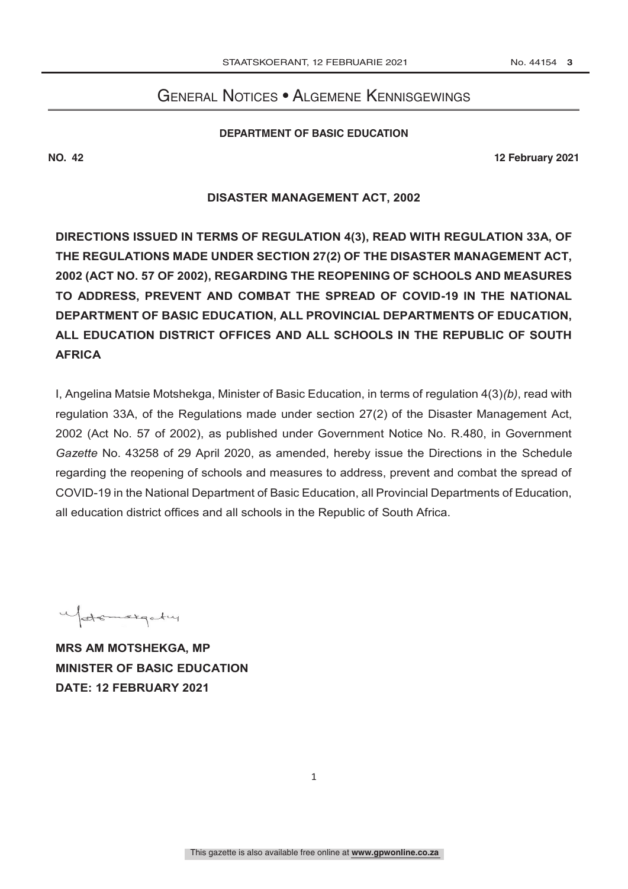# General Notices • Algemene Kennisgewings

**DEPARTMENT OF BASIC EDUCATION**

**NO. 42** **12 February 2021**

**DISASTER MANAGEMENT ACT, 2002**

**DIRECTIONS ISSUED IN TERMS OF REGULATION 4(3), READ WITH REGULATION 33A, OF THE REGULATIONS MADE UNDER SECTION 27(2) OF THE DISASTER MANAGEMENT ACT, 2002 (ACT NO. 57 OF 2002), REGARDING THE REOPENING OF SCHOOLS AND MEASURES TO ADDRESS, PREVENT AND COMBAT THE SPREAD OF COVID-19 IN THE NATIONAL DEPARTMENT OF BASIC EDUCATION, ALL PROVINCIAL DEPARTMENTS OF EDUCATION, ALL EDUCATION DISTRICT OFFICES AND ALL SCHOOLS IN THE REPUBLIC OF SOUTH AFRICA**

I, Angelina Matsie Motshekga, Minister of Basic Education, in terms of regulation 4(3)*(b)*, read with regulation 33A, of the Regulations made under section 27(2) of the Disaster Management Act, 2002 (Act No. 57 of 2002), as published under Government Notice No. R.480, in Government *Gazette* No. 43258 of 29 April 2020, as amended, hereby issue the Directions in the Schedule regarding the reopening of schools and measures to address, prevent and combat the spread of COVID-19 in the National Department of Basic Education, all Provincial Departments of Education, all education district offices and all schools in the Republic of South Africa.

**MRS AM MOTSHEKGA, MP**
**MINISTER OF BASIC EDUCATION**
**DATE: 12 FEBRUARY 2021**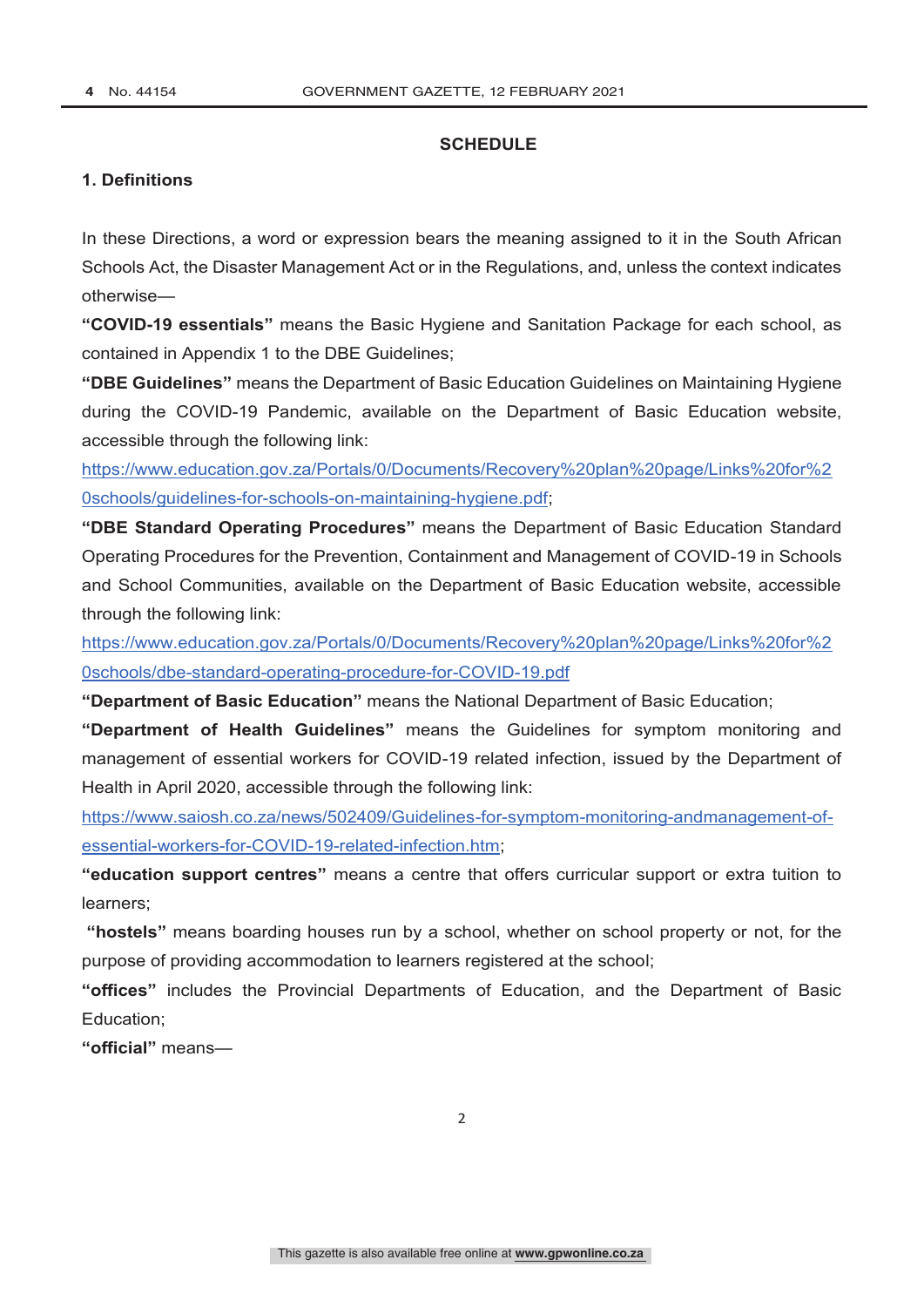## SCHEDULE

### 1. Definitions

In these Directions, a word or expression bears the meaning assigned to it in the South African Schools Act, the Disaster Management Act or in the Regulations, and, unless the context indicates otherwise—

**"COVID-19 essentials"** means the Basic Hygiene and Sanitation Package for each school, as contained in Appendix 1 to the DBE Guidelines;

**"DBE Guidelines"** means the Department of Basic Education Guidelines on Maintaining Hygiene during the COVID-19 Pandemic, available on the Department of Basic Education website, accessible through the following link: https://www.education.gov.za/Portals/0/Documents/Recovery%20plan%20page/Links%20for%20schools/guidelines-for-schools-on-maintaining-hygiene.pdf;

**"DBE Standard Operating Procedures"** means the Department of Basic Education Standard Operating Procedures for the Prevention, Containment and Management of COVID-19 in Schools and School Communities, available on the Department of Basic Education website, accessible through the following link: https://www.education.gov.za/Portals/0/Documents/Recovery%20plan%20page/Links%20for%20schools/dbe-standard-operating-procedure-for-COVID-19.pdf

**"Department of Basic Education"** means the National Department of Basic Education;

**"Department of Health Guidelines"** means the Guidelines for symptom monitoring and management of essential workers for COVID-19 related infection, issued by the Department of Health in April 2020, accessible through the following link: https://www.saiosh.co.za/news/502409/Guidelines-for-symptom-monitoring-andmanagement-of-essential-workers-for-COVID-19-related-infection.htm;

**"education support centres"** means a centre that offers curricular support or extra tuition to learners;

**"hostels"** means boarding houses run by a school, whether on school property or not, for the purpose of providing accommodation to learners registered at the school;

**"offices"** includes the Provincial Departments of Education, and the Department of Basic Education;

**"official"** means—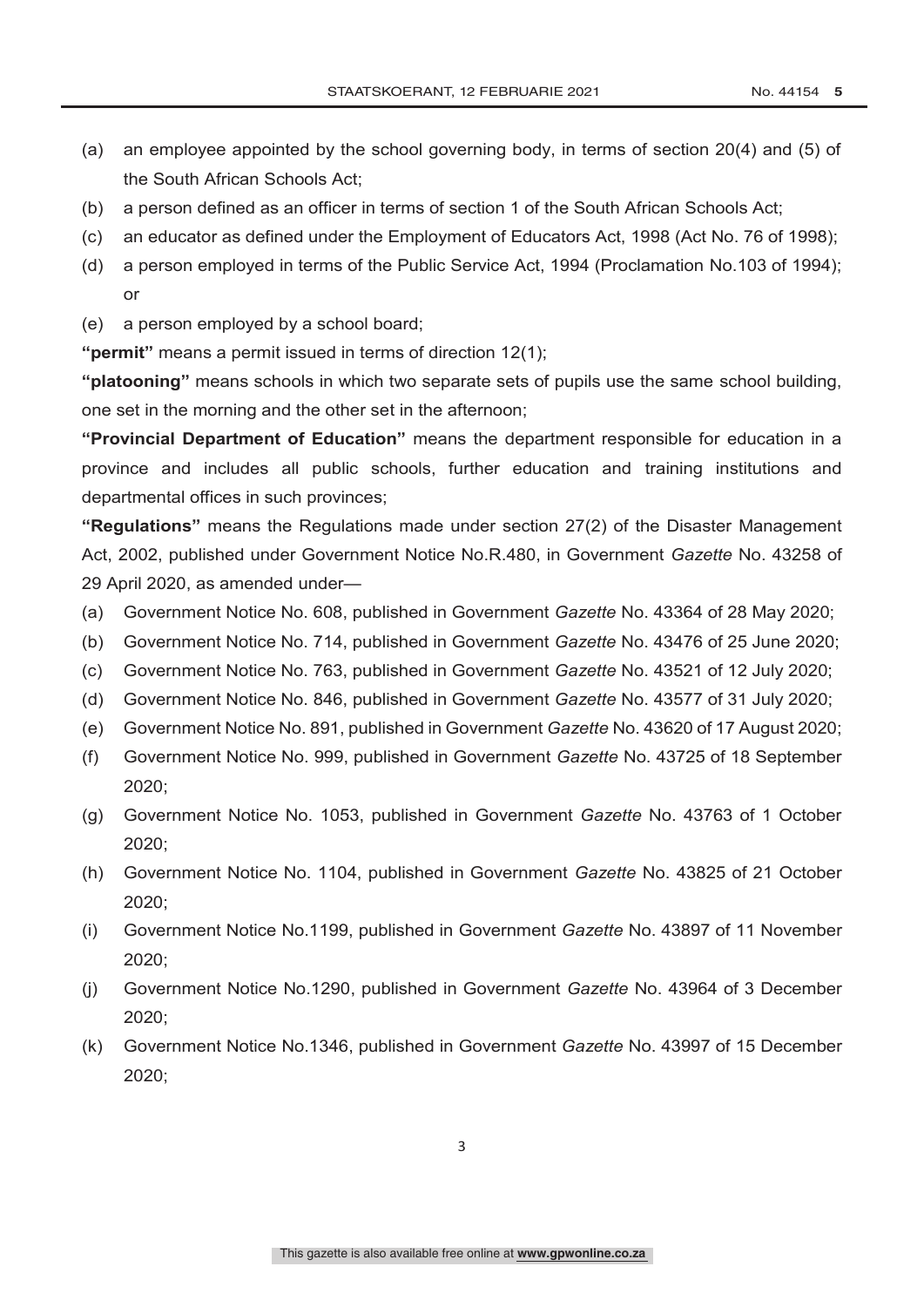(a) an employee appointed by the school governing body, in terms of section 20(4) and (5) of the South African Schools Act;

(b) a person defined as an officer in terms of section 1 of the South African Schools Act;

(c) an educator as defined under the Employment of Educators Act, 1998 (Act No. 76 of 1998);

(d) a person employed in terms of the Public Service Act, 1994 (Proclamation No.103 of 1994); or

(e) a person employed by a school board;

**"permit"** means a permit issued in terms of direction 12(1);

**"platooning"** means schools in which two separate sets of pupils use the same school building, one set in the morning and the other set in the afternoon;

**"Provincial Department of Education"** means the department responsible for education in a province and includes all public schools, further education and training institutions and departmental offices in such provinces;

**"Regulations"** means the Regulations made under section 27(2) of the Disaster Management Act, 2002, published under Government Notice No.R.480, in Government *Gazette* No. 43258 of 29 April 2020, as amended under—

(a) Government Notice No. 608, published in Government *Gazette* No. 43364 of 28 May 2020;

(b) Government Notice No. 714, published in Government *Gazette* No. 43476 of 25 June 2020;

(c) Government Notice No. 763, published in Government *Gazette* No. 43521 of 12 July 2020;

(d) Government Notice No. 846, published in Government *Gazette* No. 43577 of 31 July 2020;

(e) Government Notice No. 891, published in Government *Gazette* No. 43620 of 17 August 2020;

(f) Government Notice No. 999, published in Government *Gazette* No. 43725 of 18 September 2020;

(g) Government Notice No. 1053, published in Government *Gazette* No. 43763 of 1 October 2020;

(h) Government Notice No. 1104, published in Government *Gazette* No. 43825 of 21 October 2020;

(i) Government Notice No.1199, published in Government *Gazette* No. 43897 of 11 November 2020;

(j) Government Notice No.1290, published in Government *Gazette* No. 43964 of 3 December 2020;

(k) Government Notice No.1346, published in Government *Gazette* No. 43997 of 15 December 2020;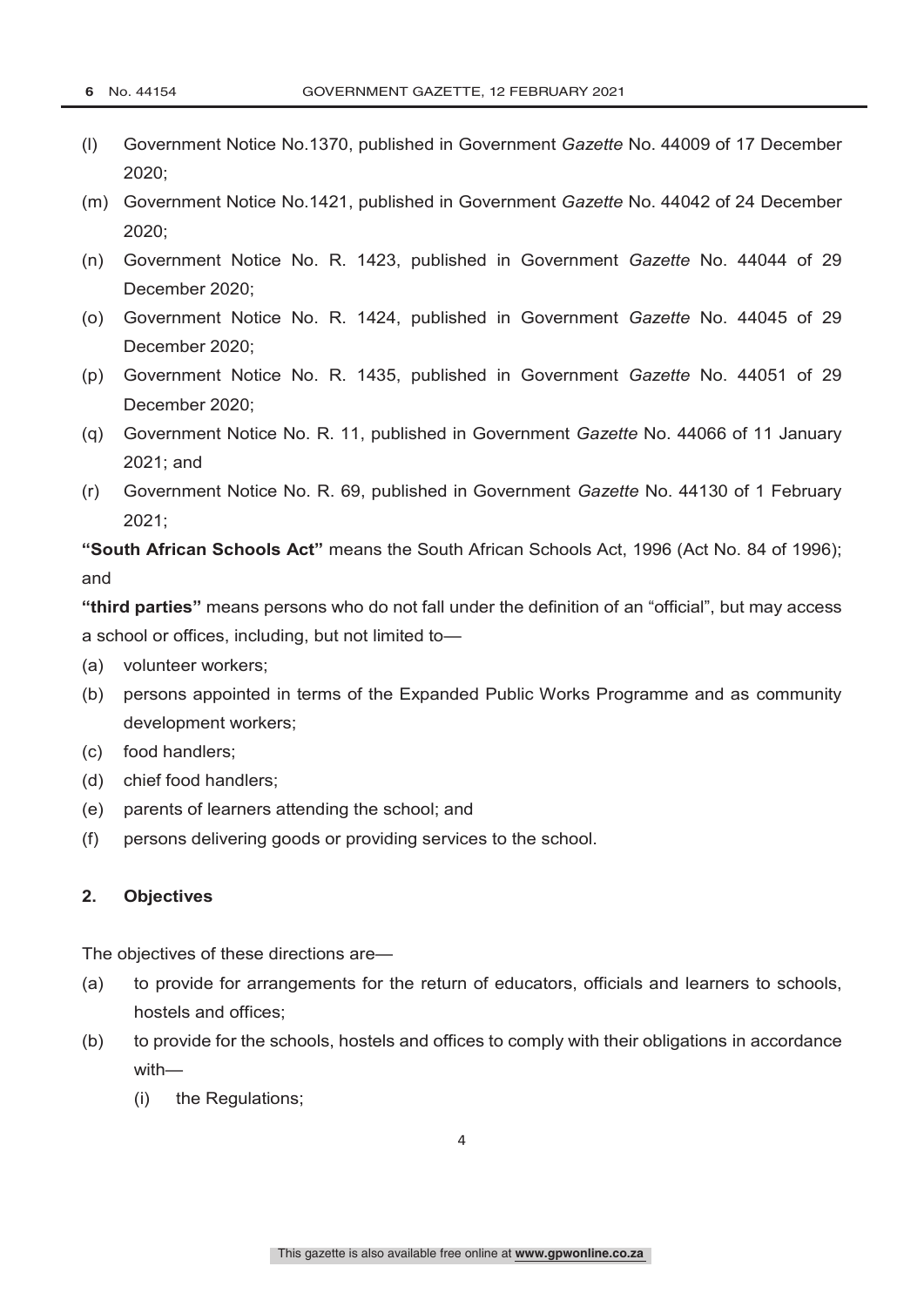(l) Government Notice No.1370, published in Government *Gazette* No. 44009 of 17 December 2020;

(m) Government Notice No.1421, published in Government *Gazette* No. 44042 of 24 December 2020;

(n) Government Notice No. R. 1423, published in Government *Gazette* No. 44044 of 29 December 2020;

(o) Government Notice No. R. 1424, published in Government *Gazette* No. 44045 of 29 December 2020;

(p) Government Notice No. R. 1435, published in Government *Gazette* No. 44051 of 29 December 2020;

(q) Government Notice No. R. 11, published in Government *Gazette* No. 44066 of 11 January 2021; and

(r) Government Notice No. R. 69, published in Government *Gazette* No. 44130 of 1 February 2021;

**"South African Schools Act"** means the South African Schools Act, 1996 (Act No. 84 of 1996); and

**"third parties"** means persons who do not fall under the definition of an "official", but may access a school or offices, including, but not limited to—

(a) volunteer workers;

(b) persons appointed in terms of the Expanded Public Works Programme and as community development workers;

(c) food handlers;

(d) chief food handlers;

(e) parents of learners attending the school; and

(f) persons delivering goods or providing services to the school.

## 2. Objectives

The objectives of these directions are—

(a) to provide for arrangements for the return of educators, officials and learners to schools, hostels and offices;

(b) to provide for the schools, hostels and offices to comply with their obligations in accordance with—

(i) the Regulations;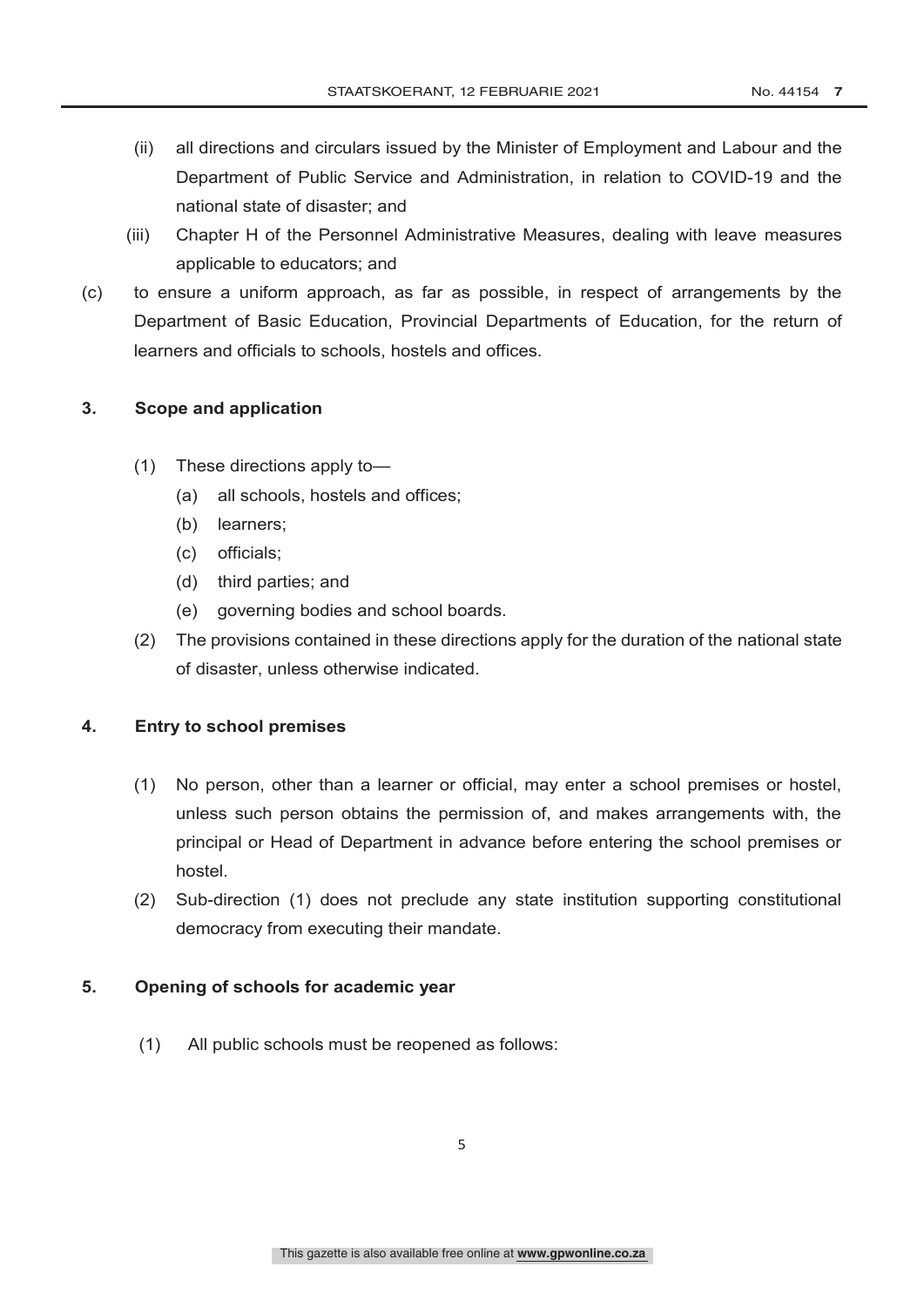(ii) all directions and circulars issued by the Minister of Employment and Labour and the Department of Public Service and Administration, in relation to COVID-19 and the national state of disaster; and

(iii) Chapter H of the Personnel Administrative Measures, dealing with leave measures applicable to educators; and

(c) to ensure a uniform approach, as far as possible, in respect of arrangements by the Department of Basic Education, Provincial Departments of Education, for the return of learners and officials to schools, hostels and offices.

## 3. Scope and application

(1) These directions apply to—

(a) all schools, hostels and offices;

(b) learners;

(c) officials;

(d) third parties; and

(e) governing bodies and school boards.

(2) The provisions contained in these directions apply for the duration of the national state of disaster, unless otherwise indicated.

## 4. Entry to school premises

(1) No person, other than a learner or official, may enter a school premises or hostel, unless such person obtains the permission of, and makes arrangements with, the principal or Head of Department in advance before entering the school premises or hostel.

(2) Sub-direction (1) does not preclude any state institution supporting constitutional democracy from executing their mandate.

## 5. Opening of schools for academic year

(1) All public schools must be reopened as follows: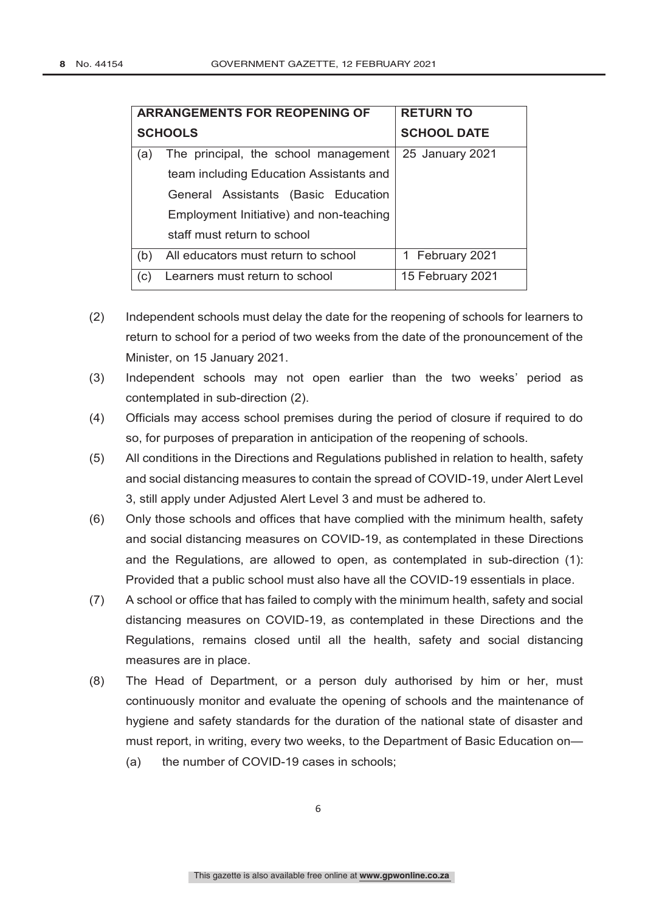| ARRANGEMENTS FOR REOPENING OF SCHOOLS | RETURN TO SCHOOL DATE |
|---|---|
| (a) The principal, the school management team including Education Assistants and General Assistants (Basic Education Employment Initiative) and non-teaching staff must return to school | 25 January 2021 |
| (b) All educators must return to school | 1 February 2021 |
| (c) Learners must return to school | 15 February 2021 |

(2) Independent schools must delay the date for the reopening of schools for learners to return to school for a period of two weeks from the date of the pronouncement of the Minister, on 15 January 2021.

(3) Independent schools may not open earlier than the two weeks' period as contemplated in sub-direction (2).

(4) Officials may access school premises during the period of closure if required to do so, for purposes of preparation in anticipation of the reopening of schools.

(5) All conditions in the Directions and Regulations published in relation to health, safety and social distancing measures to contain the spread of COVID-19, under Alert Level 3, still apply under Adjusted Alert Level 3 and must be adhered to.

(6) Only those schools and offices that have complied with the minimum health, safety and social distancing measures on COVID-19, as contemplated in these Directions and the Regulations, are allowed to open, as contemplated in sub-direction (1): Provided that a public school must also have all the COVID-19 essentials in place.

(7) A school or office that has failed to comply with the minimum health, safety and social distancing measures on COVID-19, as contemplated in these Directions and the Regulations, remains closed until all the health, safety and social distancing measures are in place.

(8) The Head of Department, or a person duly authorised by him or her, must continuously monitor and evaluate the opening of schools and the maintenance of hygiene and safety standards for the duration of the national state of disaster and must report, in writing, every two weeks, to the Department of Basic Education on—

(a) the number of COVID-19 cases in schools;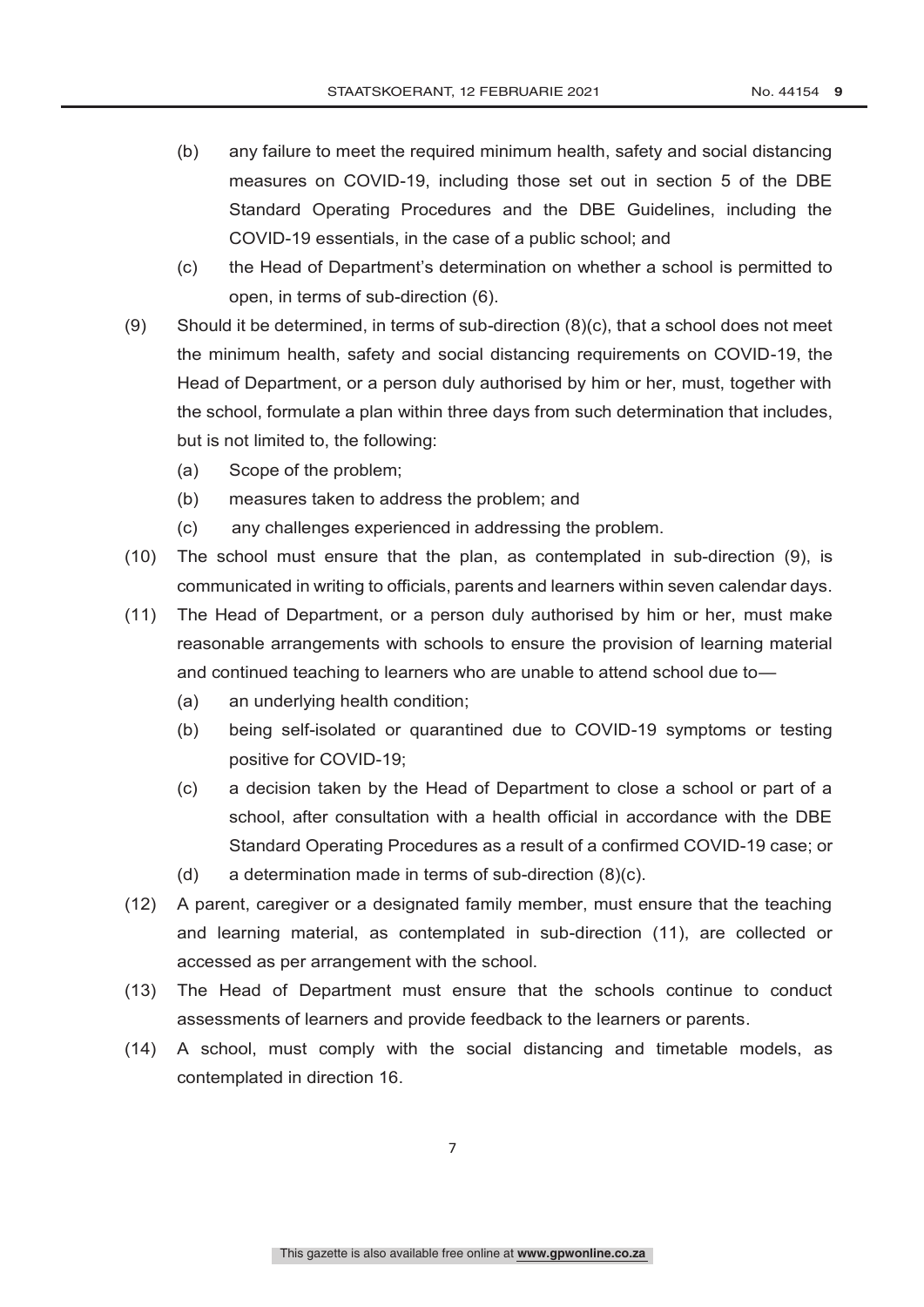(b) any failure to meet the required minimum health, safety and social distancing measures on COVID-19, including those set out in section 5 of the DBE Standard Operating Procedures and the DBE Guidelines, including the COVID-19 essentials, in the case of a public school; and

(c) the Head of Department's determination on whether a school is permitted to open, in terms of sub-direction (6).

(9) Should it be determined, in terms of sub-direction (8)(c), that a school does not meet the minimum health, safety and social distancing requirements on COVID-19, the Head of Department, or a person duly authorised by him or her, must, together with the school, formulate a plan within three days from such determination that includes, but is not limited to, the following:

(a) Scope of the problem;

(b) measures taken to address the problem; and

(c) any challenges experienced in addressing the problem.

(10) The school must ensure that the plan, as contemplated in sub-direction (9), is communicated in writing to officials, parents and learners within seven calendar days.

(11) The Head of Department, or a person duly authorised by him or her, must make reasonable arrangements with schools to ensure the provision of learning material and continued teaching to learners who are unable to attend school due to—

(a) an underlying health condition;

(b) being self-isolated or quarantined due to COVID-19 symptoms or testing positive for COVID-19;

(c) a decision taken by the Head of Department to close a school or part of a school, after consultation with a health official in accordance with the DBE Standard Operating Procedures as a result of a confirmed COVID-19 case; or

(d) a determination made in terms of sub-direction (8)(c).

(12) A parent, caregiver or a designated family member, must ensure that the teaching and learning material, as contemplated in sub-direction (11), are collected or accessed as per arrangement with the school.

(13) The Head of Department must ensure that the schools continue to conduct assessments of learners and provide feedback to the learners or parents.

(14) A school, must comply with the social distancing and timetable models, as contemplated in direction 16.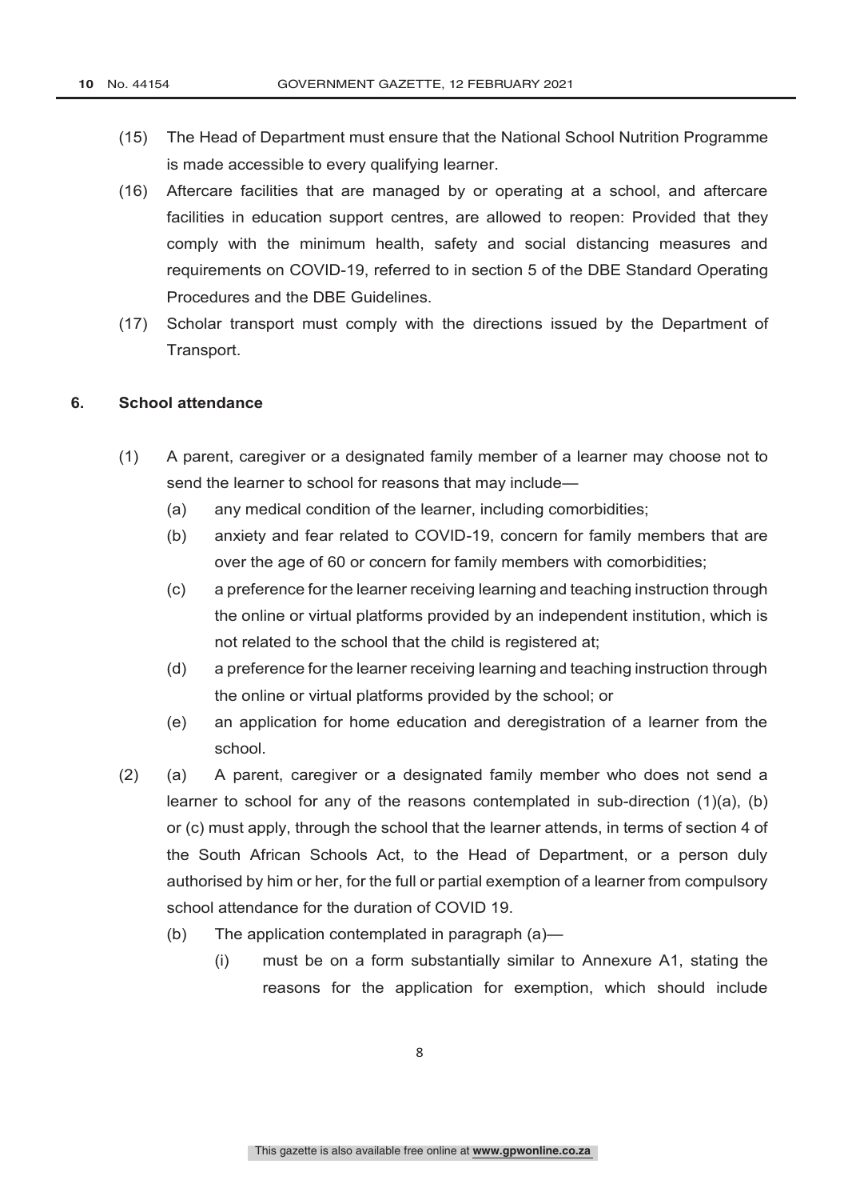(15) The Head of Department must ensure that the National School Nutrition Programme is made accessible to every qualifying learner.

(16) Aftercare facilities that are managed by or operating at a school, and aftercare facilities in education support centres, are allowed to reopen: Provided that they comply with the minimum health, safety and social distancing measures and requirements on COVID-19, referred to in section 5 of the DBE Standard Operating Procedures and the DBE Guidelines.

(17) Scholar transport must comply with the directions issued by the Department of Transport.

**6. School attendance**

(1) A parent, caregiver or a designated family member of a learner may choose not to send the learner to school for reasons that may include—

(a) any medical condition of the learner, including comorbidities;

(b) anxiety and fear related to COVID-19, concern for family members that are over the age of 60 or concern for family members with comorbidities;

(c) a preference for the learner receiving learning and teaching instruction through the online or virtual platforms provided by an independent institution, which is not related to the school that the child is registered at;

(d) a preference for the learner receiving learning and teaching instruction through the online or virtual platforms provided by the school; or

(e) an application for home education and deregistration of a learner from the school.

(2) (a) A parent, caregiver or a designated family member who does not send a learner to school for any of the reasons contemplated in sub-direction (1)(a), (b) or (c) must apply, through the school that the learner attends, in terms of section 4 of the South African Schools Act, to the Head of Department, or a person duly authorised by him or her, for the full or partial exemption of a learner from compulsory school attendance for the duration of COVID 19.

(b) The application contemplated in paragraph (a)—

(i) must be on a form substantially similar to Annexure A1, stating the reasons for the application for exemption, which should include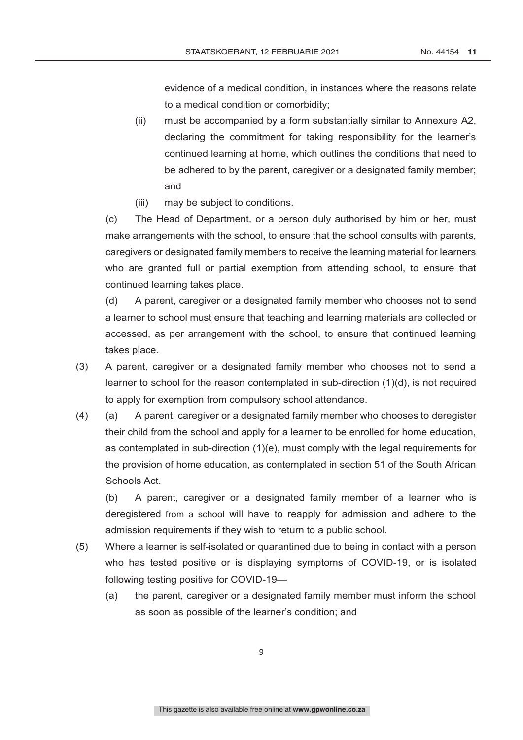evidence of a medical condition, in instances where the reasons relate to a medical condition or comorbidity;

(ii) must be accompanied by a form substantially similar to Annexure A2, declaring the commitment for taking responsibility for the learner's continued learning at home, which outlines the conditions that need to be adhered to by the parent, caregiver or a designated family member; and

(iii) may be subject to conditions.

(c) The Head of Department, or a person duly authorised by him or her, must make arrangements with the school, to ensure that the school consults with parents, caregivers or designated family members to receive the learning material for learners who are granted full or partial exemption from attending school, to ensure that continued learning takes place.

(d) A parent, caregiver or a designated family member who chooses not to send a learner to school must ensure that teaching and learning materials are collected or accessed, as per arrangement with the school, to ensure that continued learning takes place.

(3) A parent, caregiver or a designated family member who chooses not to send a learner to school for the reason contemplated in sub-direction (1)(d), is not required to apply for exemption from compulsory school attendance.

(4) (a) A parent, caregiver or a designated family member who chooses to deregister their child from the school and apply for a learner to be enrolled for home education, as contemplated in sub-direction (1)(e), must comply with the legal requirements for the provision of home education, as contemplated in section 51 of the South African Schools Act.

(b) A parent, caregiver or a designated family member of a learner who is deregistered from a school will have to reapply for admission and adhere to the admission requirements if they wish to return to a public school.

(5) Where a learner is self-isolated or quarantined due to being in contact with a person who has tested positive or is displaying symptoms of COVID-19, or is isolated following testing positive for COVID-19—

(a) the parent, caregiver or a designated family member must inform the school as soon as possible of the learner's condition; and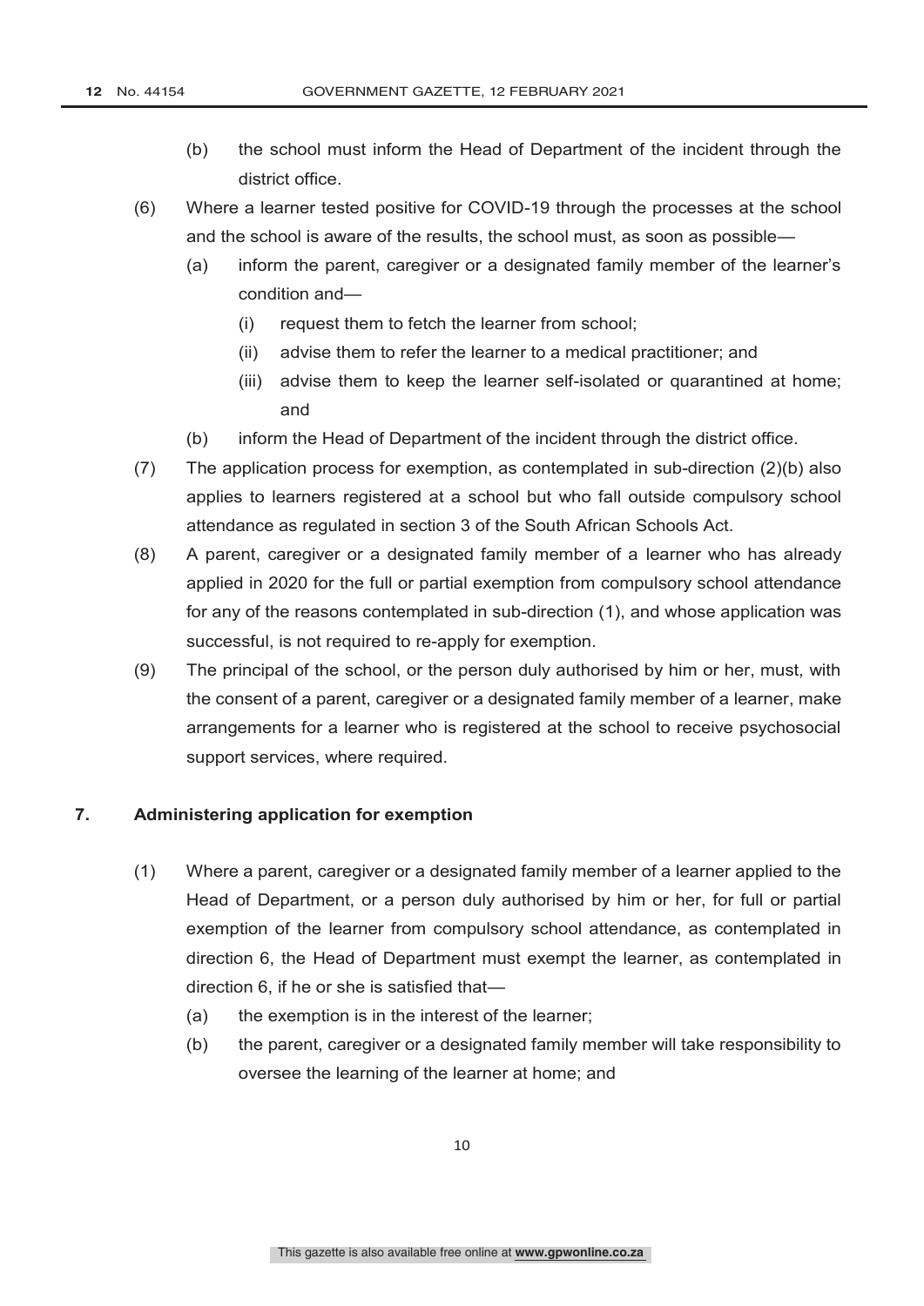(b) the school must inform the Head of Department of the incident through the district office.

(6) Where a learner tested positive for COVID-19 through the processes at the school and the school is aware of the results, the school must, as soon as possible—

(a) inform the parent, caregiver or a designated family member of the learner's condition and—

(i) request them to fetch the learner from school;

(ii) advise them to refer the learner to a medical practitioner; and

(iii) advise them to keep the learner self-isolated or quarantined at home; and

(b) inform the Head of Department of the incident through the district office.

(7) The application process for exemption, as contemplated in sub-direction (2)(b) also applies to learners registered at a school but who fall outside compulsory school attendance as regulated in section 3 of the South African Schools Act.

(8) A parent, caregiver or a designated family member of a learner who has already applied in 2020 for the full or partial exemption from compulsory school attendance for any of the reasons contemplated in sub-direction (1), and whose application was successful, is not required to re-apply for exemption.

(9) The principal of the school, or the person duly authorised by him or her, must, with the consent of a parent, caregiver or a designated family member of a learner, make arrangements for a learner who is registered at the school to receive psychosocial support services, where required.

## 7. Administering application for exemption

(1) Where a parent, caregiver or a designated family member of a learner applied to the Head of Department, or a person duly authorised by him or her, for full or partial exemption of the learner from compulsory school attendance, as contemplated in direction 6, the Head of Department must exempt the learner, as contemplated in direction 6, if he or she is satisfied that—

(a) the exemption is in the interest of the learner;

(b) the parent, caregiver or a designated family member will take responsibility to oversee the learning of the learner at home; and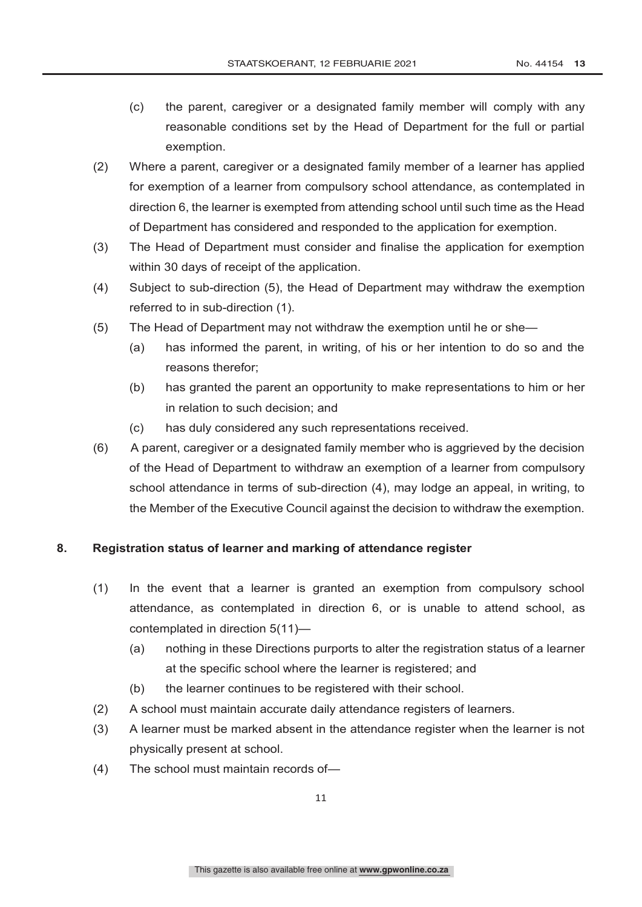(c) the parent, caregiver or a designated family member will comply with any reasonable conditions set by the Head of Department for the full or partial exemption.

(2) Where a parent, caregiver or a designated family member of a learner has applied for exemption of a learner from compulsory school attendance, as contemplated in direction 6, the learner is exempted from attending school until such time as the Head of Department has considered and responded to the application for exemption.

(3) The Head of Department must consider and finalise the application for exemption within 30 days of receipt of the application.

(4) Subject to sub-direction (5), the Head of Department may withdraw the exemption referred to in sub-direction (1).

(5) The Head of Department may not withdraw the exemption until he or she—

(a) has informed the parent, in writing, of his or her intention to do so and the reasons therefor;

(b) has granted the parent an opportunity to make representations to him or her in relation to such decision; and

(c) has duly considered any such representations received.

(6) A parent, caregiver or a designated family member who is aggrieved by the decision of the Head of Department to withdraw an exemption of a learner from compulsory school attendance in terms of sub-direction (4), may lodge an appeal, in writing, to the Member of the Executive Council against the decision to withdraw the exemption.

**8. Registration status of learner and marking of attendance register**

(1) In the event that a learner is granted an exemption from compulsory school attendance, as contemplated in direction 6, or is unable to attend school, as contemplated in direction 5(11)—

(a) nothing in these Directions purports to alter the registration status of a learner at the specific school where the learner is registered; and

(b) the learner continues to be registered with their school.

(2) A school must maintain accurate daily attendance registers of learners.

(3) A learner must be marked absent in the attendance register when the learner is not physically present at school.

(4) The school must maintain records of—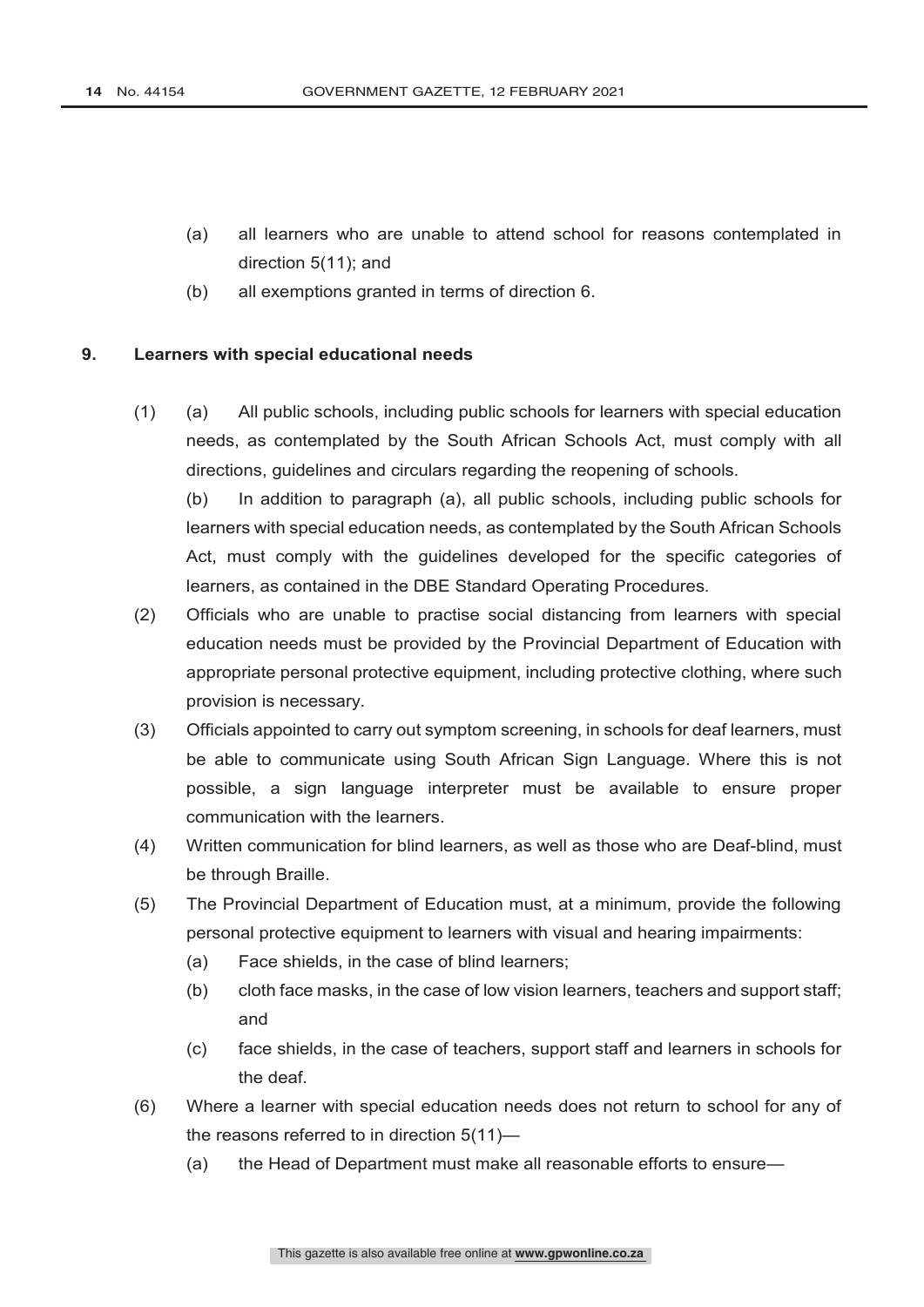(a) all learners who are unable to attend school for reasons contemplated in direction 5(11); and

(b) all exemptions granted in terms of direction 6.

## 9. Learners with special educational needs

(1) (a) All public schools, including public schools for learners with special education needs, as contemplated by the South African Schools Act, must comply with all directions, guidelines and circulars regarding the reopening of schools.

(b) In addition to paragraph (a), all public schools, including public schools for learners with special education needs, as contemplated by the South African Schools Act, must comply with the guidelines developed for the specific categories of learners, as contained in the DBE Standard Operating Procedures.

(2) Officials who are unable to practise social distancing from learners with special education needs must be provided by the Provincial Department of Education with appropriate personal protective equipment, including protective clothing, where such provision is necessary.

(3) Officials appointed to carry out symptom screening, in schools for deaf learners, must be able to communicate using South African Sign Language. Where this is not possible, a sign language interpreter must be available to ensure proper communication with the learners.

(4) Written communication for blind learners, as well as those who are Deaf-blind, must be through Braille.

(5) The Provincial Department of Education must, at a minimum, provide the following personal protective equipment to learners with visual and hearing impairments:

(a) Face shields, in the case of blind learners;

(b) cloth face masks, in the case of low vision learners, teachers and support staff; and

(c) face shields, in the case of teachers, support staff and learners in schools for the deaf.

(6) Where a learner with special education needs does not return to school for any of the reasons referred to in direction 5(11)—

(a) the Head of Department must make all reasonable efforts to ensure—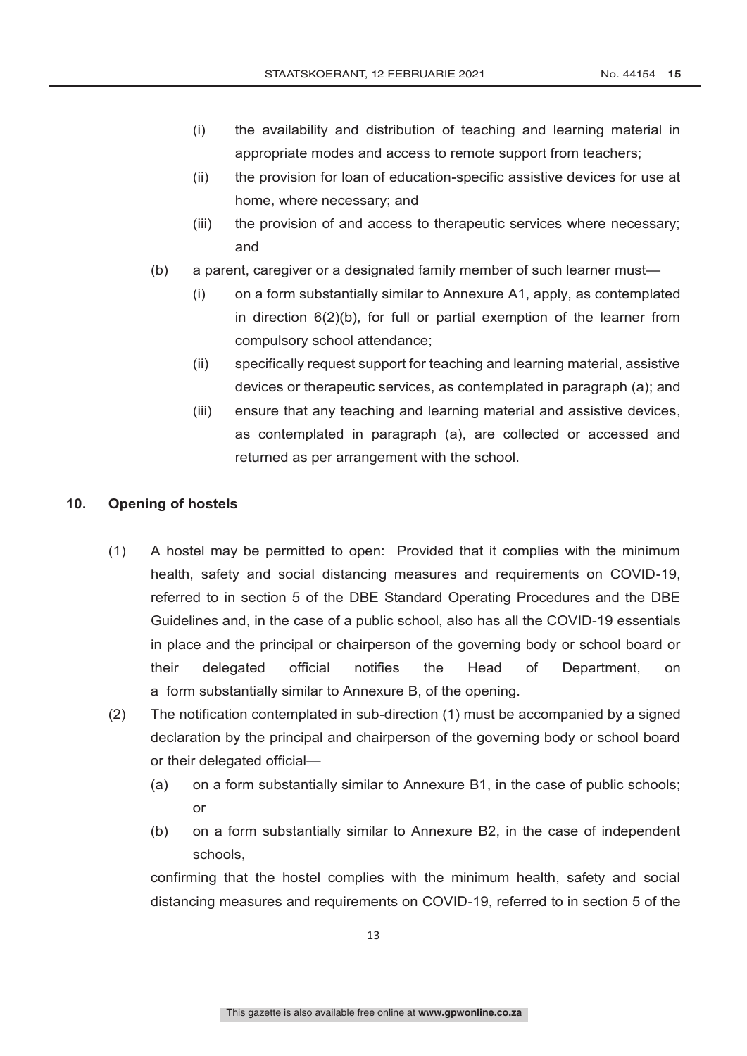(i) the availability and distribution of teaching and learning material in appropriate modes and access to remote support from teachers;

(ii) the provision for loan of education-specific assistive devices for use at home, where necessary; and

(iii) the provision of and access to therapeutic services where necessary; and

(b) a parent, caregiver or a designated family member of such learner must—

(i) on a form substantially similar to Annexure A1, apply, as contemplated in direction 6(2)(b), for full or partial exemption of the learner from compulsory school attendance;

(ii) specifically request support for teaching and learning material, assistive devices or therapeutic services, as contemplated in paragraph (a); and

(iii) ensure that any teaching and learning material and assistive devices, as contemplated in paragraph (a), are collected or accessed and returned as per arrangement with the school.

## 10. Opening of hostels

(1) A hostel may be permitted to open: Provided that it complies with the minimum health, safety and social distancing measures and requirements on COVID-19, referred to in section 5 of the DBE Standard Operating Procedures and the DBE Guidelines and, in the case of a public school, also has all the COVID-19 essentials in place and the principal or chairperson of the governing body or school board or their delegated official notifies the Head of Department, on a form substantially similar to Annexure B, of the opening.

(2) The notification contemplated in sub-direction (1) must be accompanied by a signed declaration by the principal and chairperson of the governing body or school board or their delegated official—

(a) on a form substantially similar to Annexure B1, in the case of public schools; or

(b) on a form substantially similar to Annexure B2, in the case of independent schools,

confirming that the hostel complies with the minimum health, safety and social distancing measures and requirements on COVID-19, referred to in section 5 of the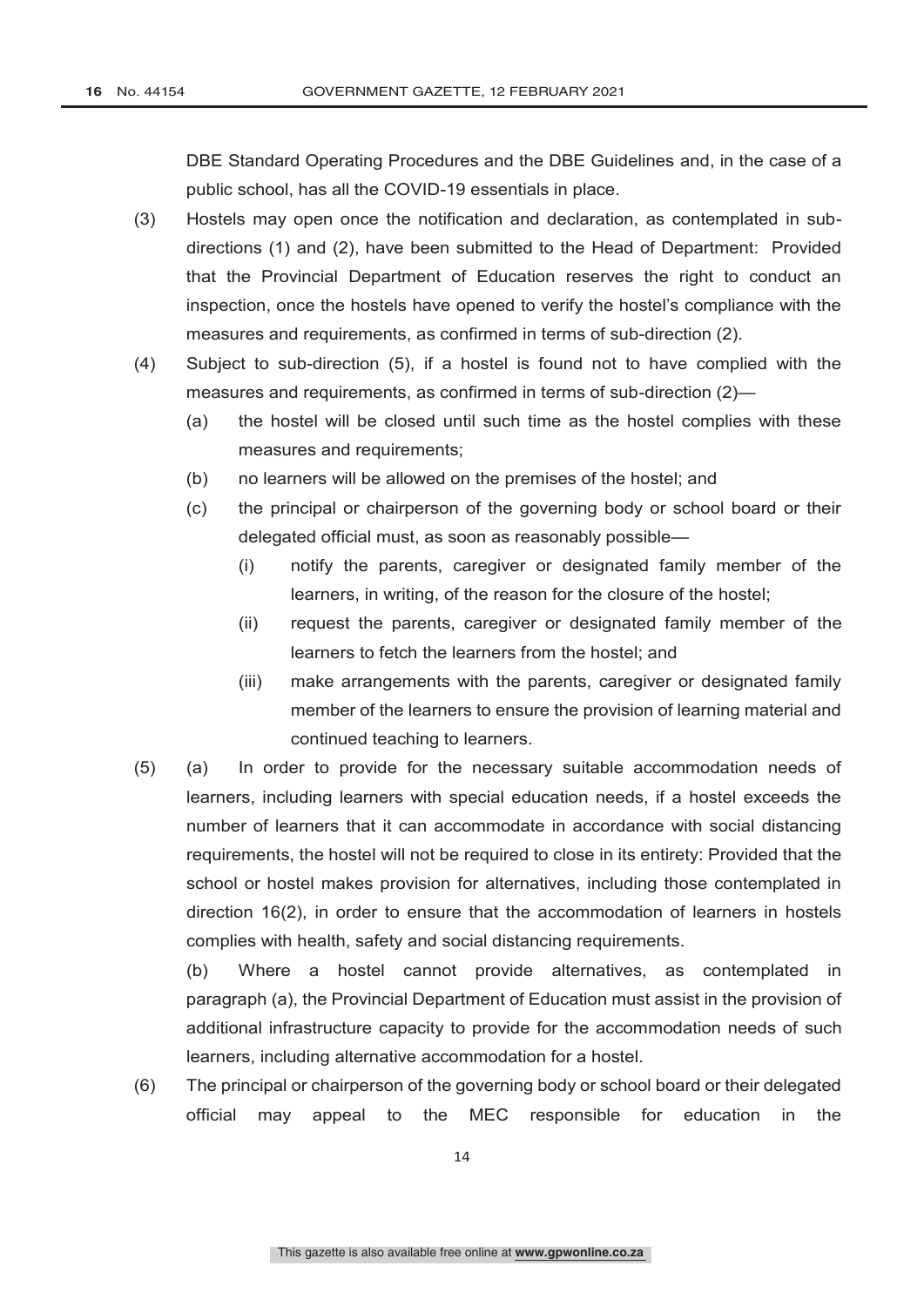DBE Standard Operating Procedures and the DBE Guidelines and, in the case of a public school, has all the COVID-19 essentials in place.

(3) Hostels may open once the notification and declaration, as contemplated in sub-directions (1) and (2), have been submitted to the Head of Department: Provided that the Provincial Department of Education reserves the right to conduct an inspection, once the hostels have opened to verify the hostel's compliance with the measures and requirements, as confirmed in terms of sub-direction (2).

(4) Subject to sub-direction (5), if a hostel is found not to have complied with the measures and requirements, as confirmed in terms of sub-direction (2)—

(a) the hostel will be closed until such time as the hostel complies with these measures and requirements;

(b) no learners will be allowed on the premises of the hostel; and

(c) the principal or chairperson of the governing body or school board or their delegated official must, as soon as reasonably possible—

(i) notify the parents, caregiver or designated family member of the learners, in writing, of the reason for the closure of the hostel;

(ii) request the parents, caregiver or designated family member of the learners to fetch the learners from the hostel; and

(iii) make arrangements with the parents, caregiver or designated family member of the learners to ensure the provision of learning material and continued teaching to learners.

(5) (a) In order to provide for the necessary suitable accommodation needs of learners, including learners with special education needs, if a hostel exceeds the number of learners that it can accommodate in accordance with social distancing requirements, the hostel will not be required to close in its entirety: Provided that the school or hostel makes provision for alternatives, including those contemplated in direction 16(2), in order to ensure that the accommodation of learners in hostels complies with health, safety and social distancing requirements.

(b) Where a hostel cannot provide alternatives, as contemplated in paragraph (a), the Provincial Department of Education must assist in the provision of additional infrastructure capacity to provide for the accommodation needs of such learners, including alternative accommodation for a hostel.

(6) The principal or chairperson of the governing body or school board or their delegated official may appeal to the MEC responsible for education in the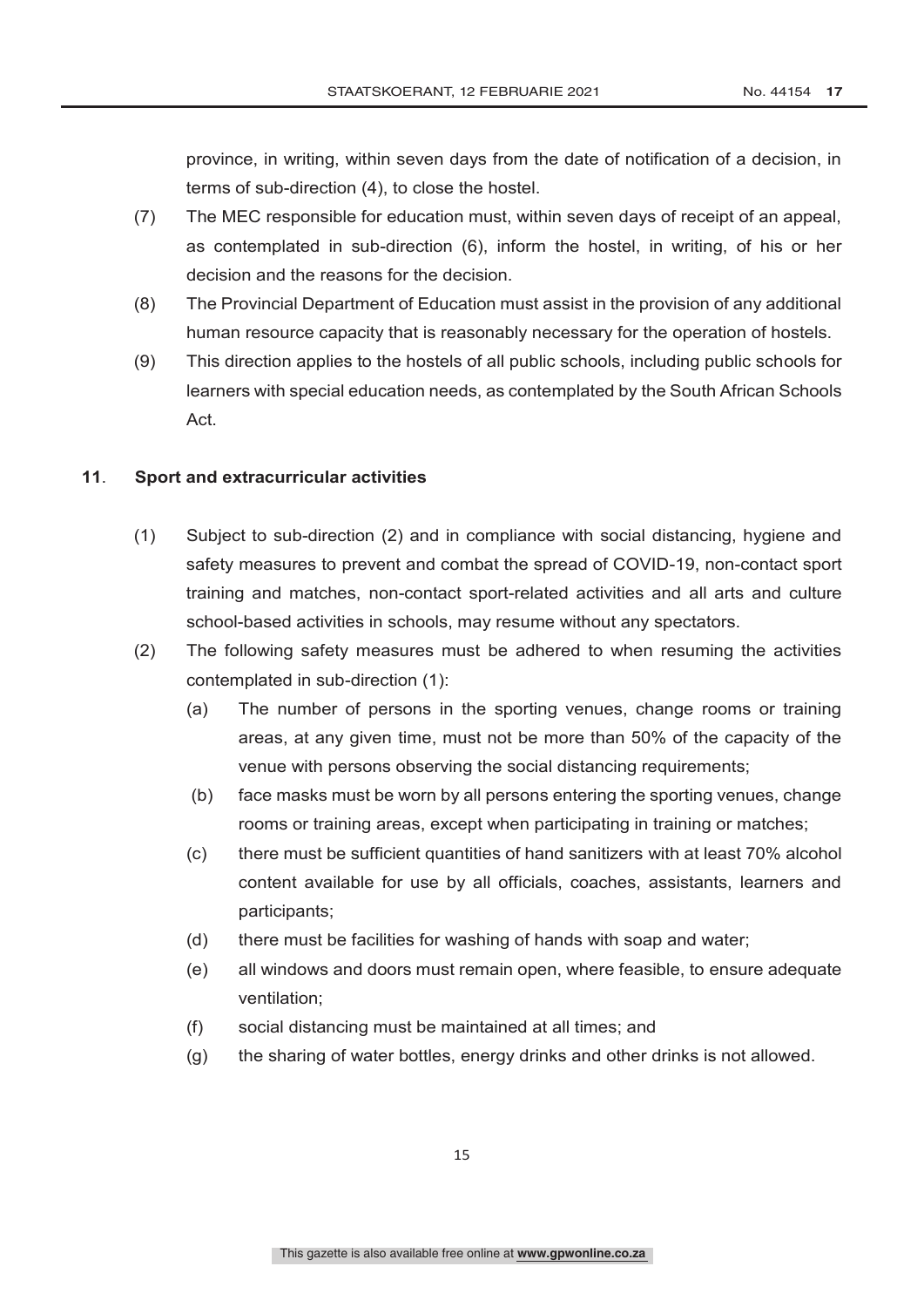province, in writing, within seven days from the date of notification of a decision, in terms of sub-direction (4), to close the hostel.

(7) The MEC responsible for education must, within seven days of receipt of an appeal, as contemplated in sub-direction (6), inform the hostel, in writing, of his or her decision and the reasons for the decision.

(8) The Provincial Department of Education must assist in the provision of any additional human resource capacity that is reasonably necessary for the operation of hostels.

(9) This direction applies to the hostels of all public schools, including public schools for learners with special education needs, as contemplated by the South African Schools Act.

**11. Sport and extracurricular activities**

(1) Subject to sub-direction (2) and in compliance with social distancing, hygiene and safety measures to prevent and combat the spread of COVID-19, non-contact sport training and matches, non-contact sport-related activities and all arts and culture school-based activities in schools, may resume without any spectators.

(2) The following safety measures must be adhered to when resuming the activities contemplated in sub-direction (1):

(a) The number of persons in the sporting venues, change rooms or training areas, at any given time, must not be more than 50% of the capacity of the venue with persons observing the social distancing requirements;

(b) face masks must be worn by all persons entering the sporting venues, change rooms or training areas, except when participating in training or matches;

(c) there must be sufficient quantities of hand sanitizers with at least 70% alcohol content available for use by all officials, coaches, assistants, learners and participants;

(d) there must be facilities for washing of hands with soap and water;

(e) all windows and doors must remain open, where feasible, to ensure adequate ventilation;

(f) social distancing must be maintained at all times; and

(g) the sharing of water bottles, energy drinks and other drinks is not allowed.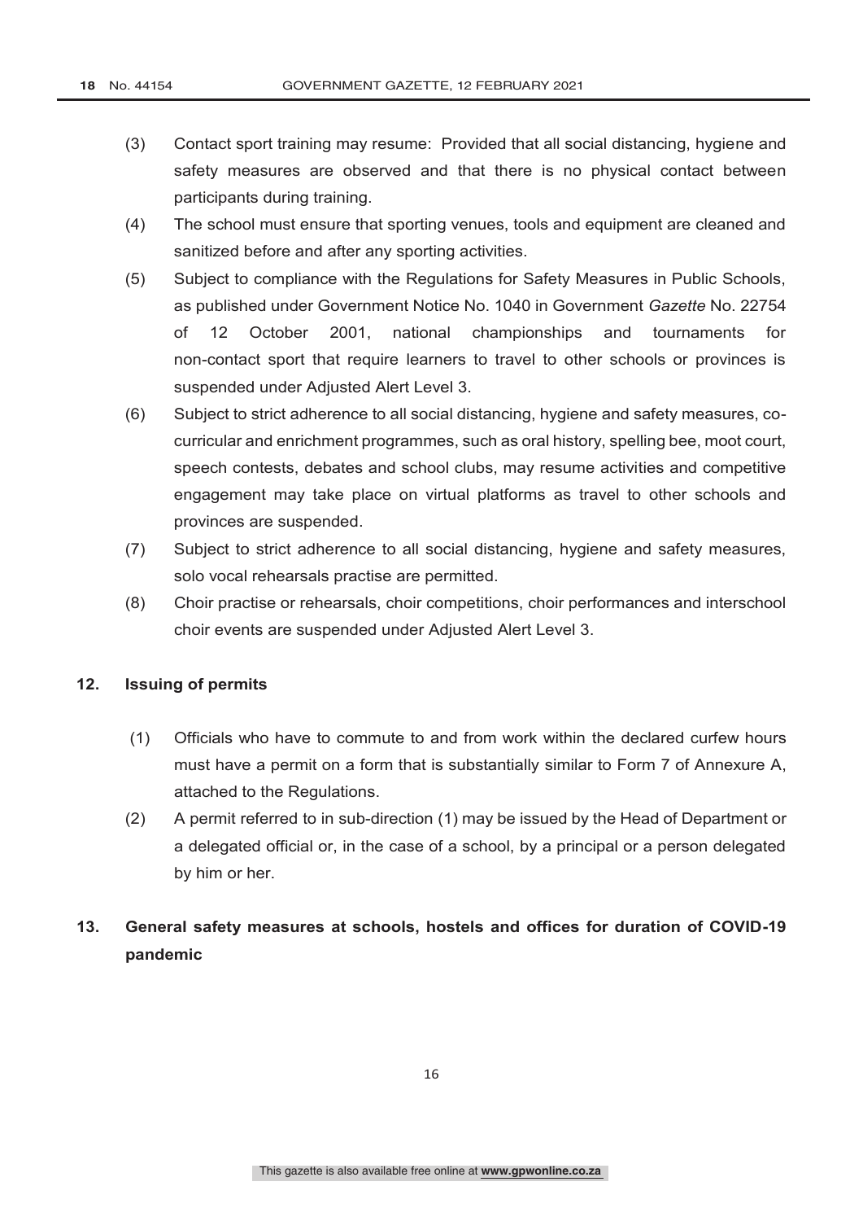(3) Contact sport training may resume: Provided that all social distancing, hygiene and safety measures are observed and that there is no physical contact between participants during training.

(4) The school must ensure that sporting venues, tools and equipment are cleaned and sanitized before and after any sporting activities.

(5) Subject to compliance with the Regulations for Safety Measures in Public Schools, as published under Government Notice No. 1040 in Government *Gazette* No. 22754 of 12 October 2001, national championships and tournaments for non-contact sport that require learners to travel to other schools or provinces is suspended under Adjusted Alert Level 3.

(6) Subject to strict adherence to all social distancing, hygiene and safety measures, co-curricular and enrichment programmes, such as oral history, spelling bee, moot court, speech contests, debates and school clubs, may resume activities and competitive engagement may take place on virtual platforms as travel to other schools and provinces are suspended.

(7) Subject to strict adherence to all social distancing, hygiene and safety measures, solo vocal rehearsals practise are permitted.

(8) Choir practise or rehearsals, choir competitions, choir performances and interschool choir events are suspended under Adjusted Alert Level 3.

## 12. Issuing of permits

(1) Officials who have to commute to and from work within the declared curfew hours must have a permit on a form that is substantially similar to Form 7 of Annexure A, attached to the Regulations.

(2) A permit referred to in sub-direction (1) may be issued by the Head of Department or a delegated official or, in the case of a school, by a principal or a person delegated by him or her.

## 13. General safety measures at schools, hostels and offices for duration of COVID-19 pandemic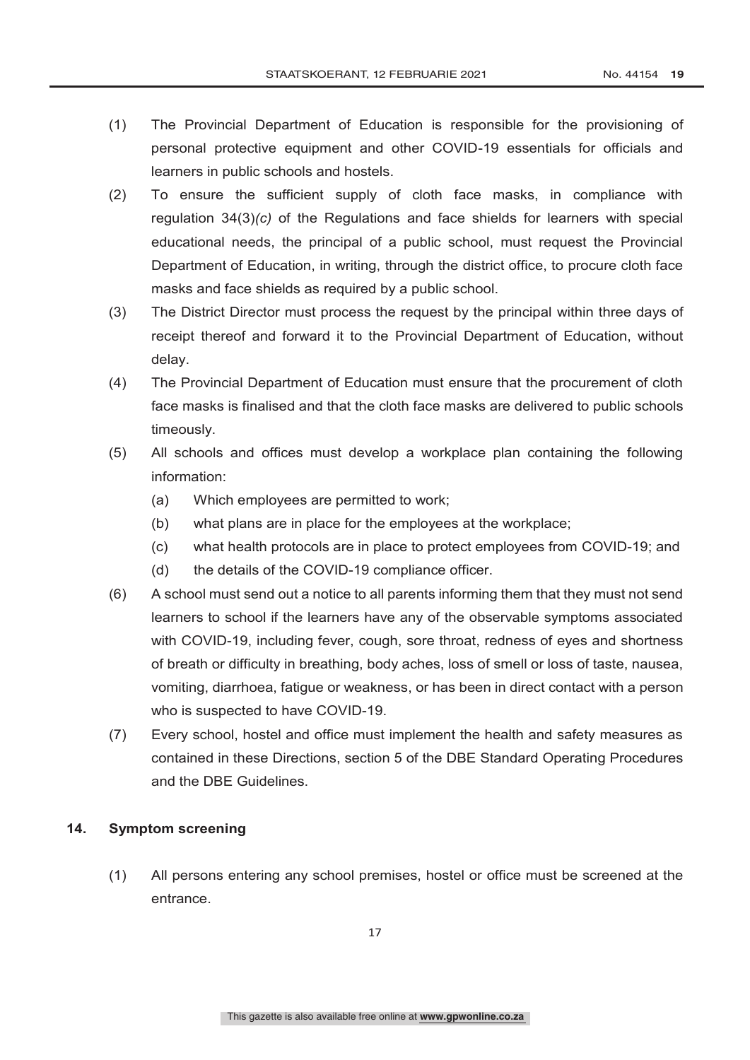(1) The Provincial Department of Education is responsible for the provisioning of personal protective equipment and other COVID-19 essentials for officials and learners in public schools and hostels.

(2) To ensure the sufficient supply of cloth face masks, in compliance with regulation 34(3)*(c)* of the Regulations and face shields for learners with special educational needs, the principal of a public school, must request the Provincial Department of Education, in writing, through the district office, to procure cloth face masks and face shields as required by a public school.

(3) The District Director must process the request by the principal within three days of receipt thereof and forward it to the Provincial Department of Education, without delay.

(4) The Provincial Department of Education must ensure that the procurement of cloth face masks is finalised and that the cloth face masks are delivered to public schools timeously.

(5) All schools and offices must develop a workplace plan containing the following information:

   (a) Which employees are permitted to work;

   (b) what plans are in place for the employees at the workplace;

   (c) what health protocols are in place to protect employees from COVID-19; and

   (d) the details of the COVID-19 compliance officer.

(6) A school must send out a notice to all parents informing them that they must not send learners to school if the learners have any of the observable symptoms associated with COVID-19, including fever, cough, sore throat, redness of eyes and shortness of breath or difficulty in breathing, body aches, loss of smell or loss of taste, nausea, vomiting, diarrhoea, fatigue or weakness, or has been in direct contact with a person who is suspected to have COVID-19.

(7) Every school, hostel and office must implement the health and safety measures as contained in these Directions, section 5 of the DBE Standard Operating Procedures and the DBE Guidelines.

**14. Symptom screening**

(1) All persons entering any school premises, hostel or office must be screened at the entrance.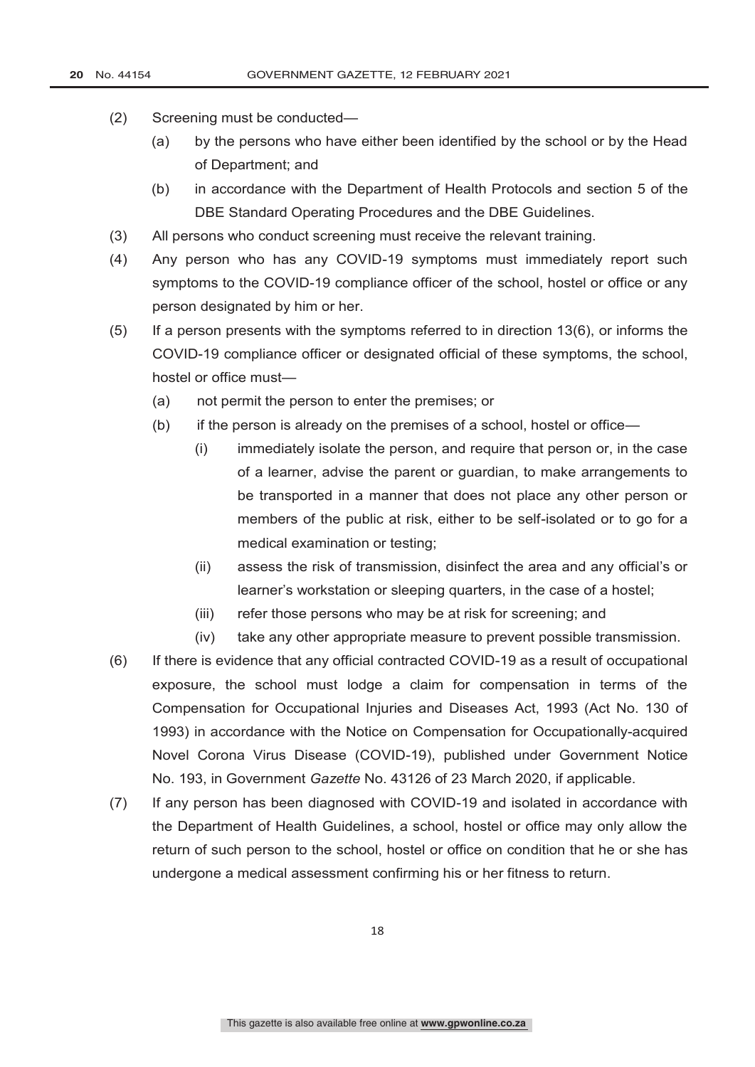(2) Screening must be conducted—

   (a) by the persons who have either been identified by the school or by the Head of Department; and

   (b) in accordance with the Department of Health Protocols and section 5 of the DBE Standard Operating Procedures and the DBE Guidelines.

(3) All persons who conduct screening must receive the relevant training.

(4) Any person who has any COVID-19 symptoms must immediately report such symptoms to the COVID-19 compliance officer of the school, hostel or office or any person designated by him or her.

(5) If a person presents with the symptoms referred to in direction 13(6), or informs the COVID-19 compliance officer or designated official of these symptoms, the school, hostel or office must—

   (a) not permit the person to enter the premises; or

   (b) if the person is already on the premises of a school, hostel or office—

      (i) immediately isolate the person, and require that person or, in the case of a learner, advise the parent or guardian, to make arrangements to be transported in a manner that does not place any other person or members of the public at risk, either to be self-isolated or to go for a medical examination or testing;

      (ii) assess the risk of transmission, disinfect the area and any official's or learner's workstation or sleeping quarters, in the case of a hostel;

      (iii) refer those persons who may be at risk for screening; and

      (iv) take any other appropriate measure to prevent possible transmission.

(6) If there is evidence that any official contracted COVID-19 as a result of occupational exposure, the school must lodge a claim for compensation in terms of the Compensation for Occupational Injuries and Diseases Act, 1993 (Act No. 130 of 1993) in accordance with the Notice on Compensation for Occupationally-acquired Novel Corona Virus Disease (COVID-19), published under Government Notice No. 193, in Government *Gazette* No. 43126 of 23 March 2020, if applicable.

(7) If any person has been diagnosed with COVID-19 and isolated in accordance with the Department of Health Guidelines, a school, hostel or office may only allow the return of such person to the school, hostel or office on condition that he or she has undergone a medical assessment confirming his or her fitness to return.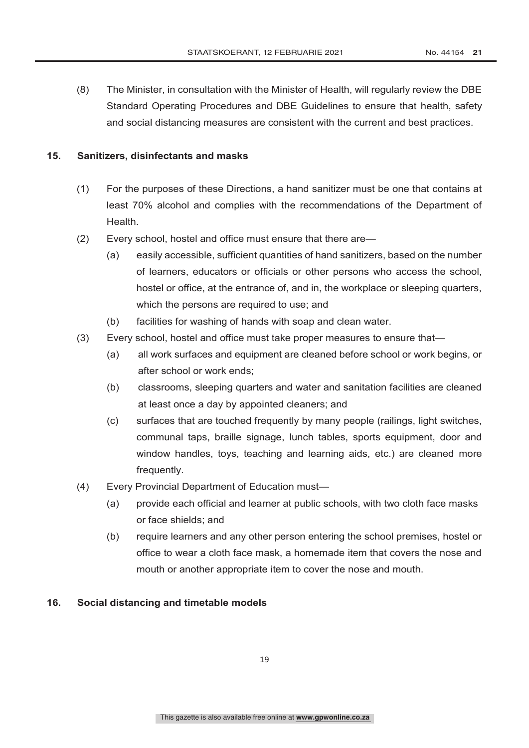(8) The Minister, in consultation with the Minister of Health, will regularly review the DBE Standard Operating Procedures and DBE Guidelines to ensure that health, safety and social distancing measures are consistent with the current and best practices.

**15. Sanitizers, disinfectants and masks**

(1) For the purposes of these Directions, a hand sanitizer must be one that contains at least 70% alcohol and complies with the recommendations of the Department of Health.

(2) Every school, hostel and office must ensure that there are—

(a) easily accessible, sufficient quantities of hand sanitizers, based on the number of learners, educators or officials or other persons who access the school, hostel or office, at the entrance of, and in, the workplace or sleeping quarters, which the persons are required to use; and

(b) facilities for washing of hands with soap and clean water.

(3) Every school, hostel and office must take proper measures to ensure that—

(a) all work surfaces and equipment are cleaned before school or work begins, or after school or work ends;

(b) classrooms, sleeping quarters and water and sanitation facilities are cleaned at least once a day by appointed cleaners; and

(c) surfaces that are touched frequently by many people (railings, light switches, communal taps, braille signage, lunch tables, sports equipment, door and window handles, toys, teaching and learning aids, etc.) are cleaned more frequently.

(4) Every Provincial Department of Education must—

(a) provide each official and learner at public schools, with two cloth face masks or face shields; and

(b) require learners and any other person entering the school premises, hostel or office to wear a cloth face mask, a homemade item that covers the nose and mouth or another appropriate item to cover the nose and mouth.

**16. Social distancing and timetable models**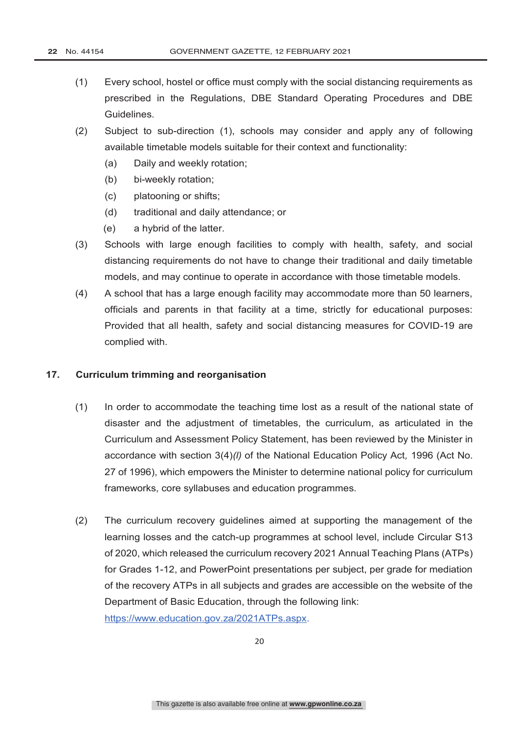(1) Every school, hostel or office must comply with the social distancing requirements as prescribed in the Regulations, DBE Standard Operating Procedures and DBE Guidelines.

(2) Subject to sub-direction (1), schools may consider and apply any of following available timetable models suitable for their context and functionality:

  (a) Daily and weekly rotation;

  (b) bi-weekly rotation;

  (c) platooning or shifts;

  (d) traditional and daily attendance; or

  (e) a hybrid of the latter.

(3) Schools with large enough facilities to comply with health, safety, and social distancing requirements do not have to change their traditional and daily timetable models, and may continue to operate in accordance with those timetable models.

(4) A school that has a large enough facility may accommodate more than 50 learners, officials and parents in that facility at a time, strictly for educational purposes: Provided that all health, safety and social distancing measures for COVID-19 are complied with.

## 17. Curriculum trimming and reorganisation

(1) In order to accommodate the teaching time lost as a result of the national state of disaster and the adjustment of timetables, the curriculum, as articulated in the Curriculum and Assessment Policy Statement, has been reviewed by the Minister in accordance with section 3(4)*(l)* of the National Education Policy Act*,* 1996 (Act No. 27 of 1996), which empowers the Minister to determine national policy for curriculum frameworks, core syllabuses and education programmes.

(2) The curriculum recovery guidelines aimed at supporting the management of the learning losses and the catch-up programmes at school level, include Circular S13 of 2020, which released the curriculum recovery 2021 Annual Teaching Plans (ATPs) for Grades 1-12, and PowerPoint presentations per subject, per grade for mediation of the recovery ATPs in all subjects and grades are accessible on the website of the Department of Basic Education, through the following link: https://www.education.gov.za/2021ATPs.aspx.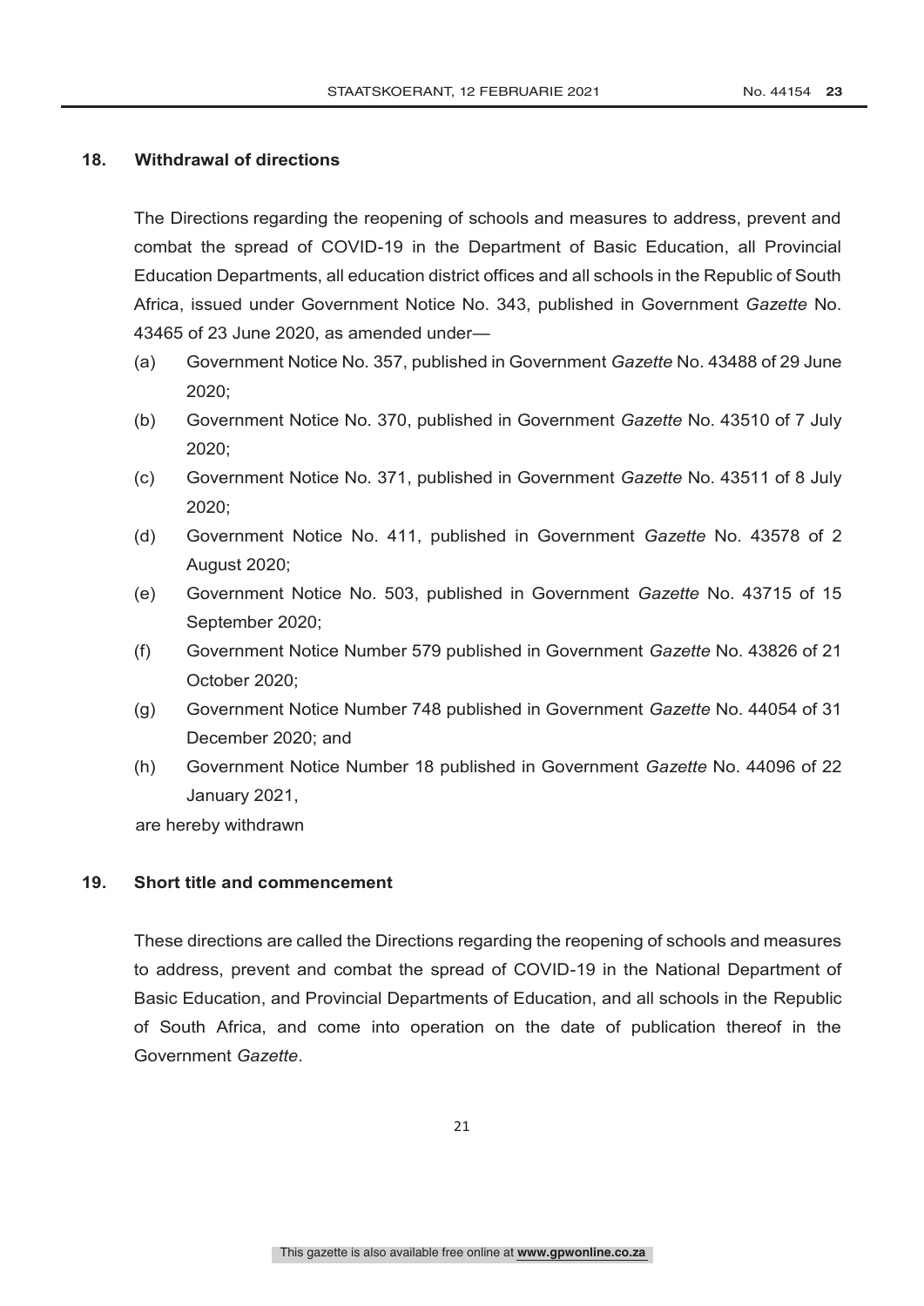**18. Withdrawal of directions**

The Directions regarding the reopening of schools and measures to address, prevent and combat the spread of COVID-19 in the Department of Basic Education, all Provincial Education Departments, all education district offices and all schools in the Republic of South Africa, issued under Government Notice No. 343, published in Government *Gazette* No. 43465 of 23 June 2020, as amended under—

(a) Government Notice No. 357, published in Government *Gazette* No. 43488 of 29 June 2020;

(b) Government Notice No. 370, published in Government *Gazette* No. 43510 of 7 July 2020;

(c) Government Notice No. 371, published in Government *Gazette* No. 43511 of 8 July 2020;

(d) Government Notice No. 411, published in Government *Gazette* No. 43578 of 2 August 2020;

(e) Government Notice No. 503, published in Government *Gazette* No. 43715 of 15 September 2020;

(f) Government Notice Number 579 published in Government *Gazette* No. 43826 of 21 October 2020;

(g) Government Notice Number 748 published in Government *Gazette* No. 44054 of 31 December 2020; and

(h) Government Notice Number 18 published in Government *Gazette* No. 44096 of 22 January 2021,

are hereby withdrawn

**19. Short title and commencement**

These directions are called the Directions regarding the reopening of schools and measures to address, prevent and combat the spread of COVID-19 in the National Department of Basic Education, and Provincial Departments of Education, and all schools in the Republic of South Africa, and come into operation on the date of publication thereof in the Government *Gazette*.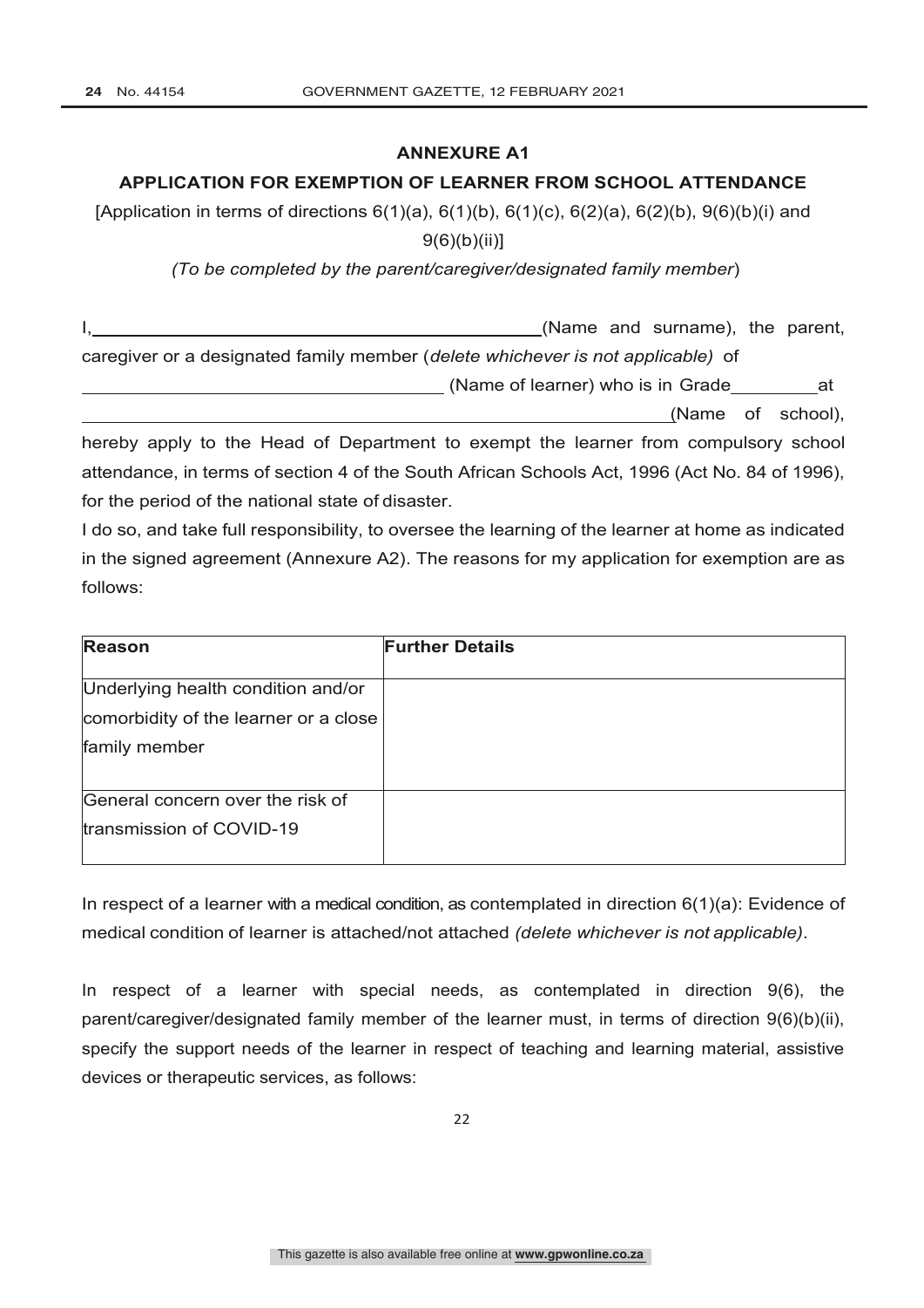## ANNEXURE A1

## APPLICATION FOR EXEMPTION OF LEARNER FROM SCHOOL ATTENDANCE

[Application in terms of directions 6(1)(a), 6(1)(b), 6(1)(c), 6(2)(a), 6(2)(b), 9(6)(b)(i) and 9(6)(b)(ii)]

*(To be completed by the parent/caregiver/designated family member)*

I, ______________________________ (Name and surname), the parent, caregiver or a designated family member (*delete whichever is not applicable)* of ______________________________ (Name of learner) who is in Grade ________ at ______________________________ (Name of school), hereby apply to the Head of Department to exempt the learner from compulsory school attendance, in terms of section 4 of the South African Schools Act, 1996 (Act No. 84 of 1996), for the period of the national state of disaster.

I do so, and take full responsibility, to oversee the learning of the learner at home as indicated in the signed agreement (Annexure A2). The reasons for my application for exemption are as follows:

| **Reason** | **Further Details** |
|---|---|
| Underlying health condition and/or comorbidity of the learner or a close family member | |
| General concern over the risk of transmission of COVID-19 | |

In respect of a learner with a medical condition, as contemplated in direction 6(1)(a): Evidence of medical condition of learner is attached/not attached *(delete whichever is not applicable)*.

In respect of a learner with special needs, as contemplated in direction 9(6), the parent/caregiver/designated family member of the learner must, in terms of direction 9(6)(b)(ii), specify the support needs of the learner in respect of teaching and learning material, assistive devices or therapeutic services, as follows: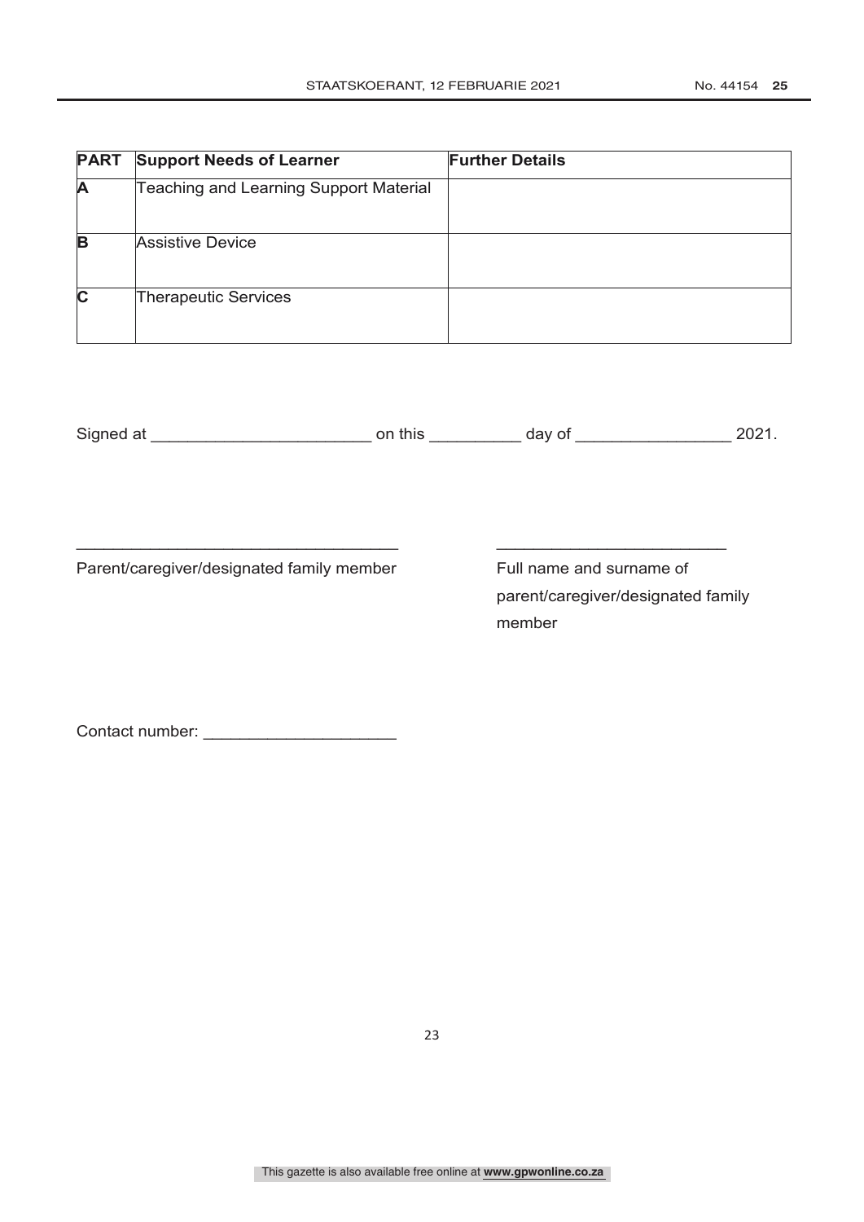| PART | Support Needs of Learner | Further Details |
|---|---|---|
| A | Teaching and Learning Support Material | |
| B | Assistive Device | |
| C | Therapeutic Services | |

Signed at ________________________ on this __________ day of _________________ 2021.

___________________________________ _________________________

Parent/caregiver/designated family member Full name and surname of parent/caregiver/designated family member

Contact number: _____________________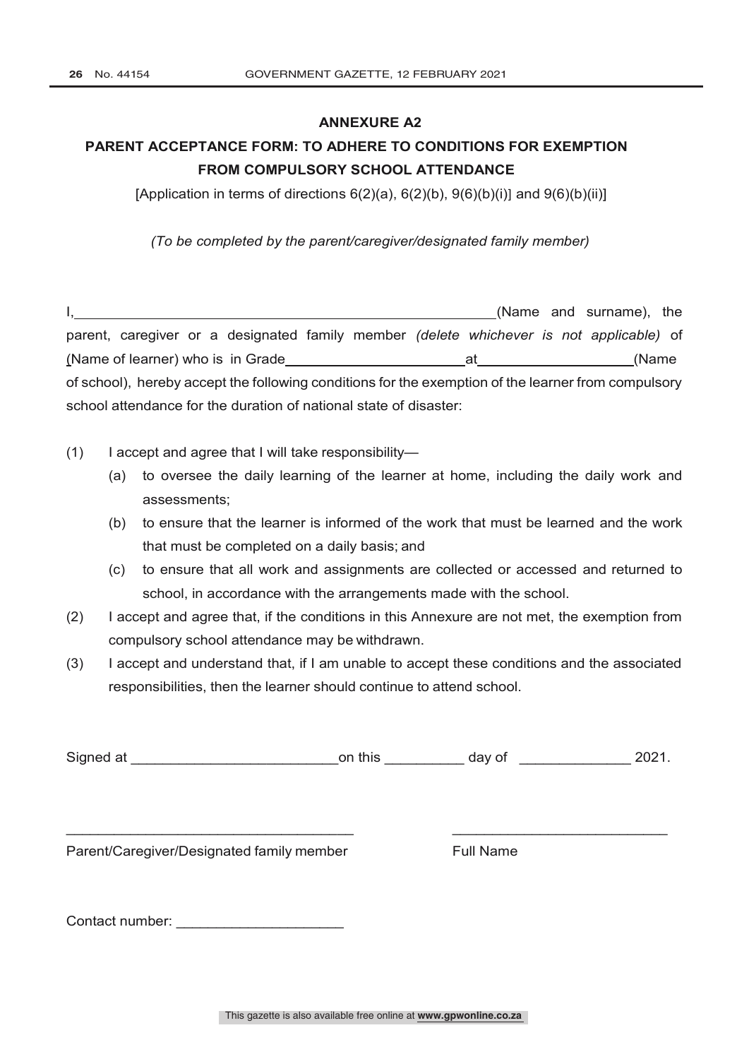## ANNEXURE A2

## PARENT ACCEPTANCE FORM: TO ADHERE TO CONDITIONS FOR EXEMPTION FROM COMPULSORY SCHOOL ATTENDANCE

[Application in terms of directions 6(2)(a), 6(2)(b), 9(6)(b)(i)] and 9(6)(b)(ii)]

*(To be completed by the parent/caregiver/designated family member)*

I,\_\_\_\_\_\_\_\_\_\_\_\_\_\_\_\_\_\_\_\_\_\_\_\_\_\_\_\_\_\_\_\_\_\_\_\_\_\_\_\_\_\_\_\_\_\_\_\_\_\_\_\_(Name and surname), the parent, caregiver or a designated family member *(delete whichever is not applicable)* of (Name of learner) who is in Grade\_\_\_\_\_\_\_\_\_\_\_\_\_\_\_\_\_\_\_\_\_\_\_at\_\_\_\_\_\_\_\_\_\_\_\_\_\_\_\_\_\_\_\_(Name of school), hereby accept the following conditions for the exemption of the learner from compulsory school attendance for the duration of national state of disaster:

(1) I accept and agree that I will take responsibility—
   (a) to oversee the daily learning of the learner at home, including the daily work and assessments;
   (b) to ensure that the learner is informed of the work that must be learned and the work that must be completed on a daily basis; and
   (c) to ensure that all work and assignments are collected or accessed and returned to school, in accordance with the arrangements made with the school.

(2) I accept and agree that, if the conditions in this Annexure are not met, the exemption from compulsory school attendance may be withdrawn.

(3) I accept and understand that, if I am unable to accept these conditions and the associated responsibilities, then the learner should continue to attend school.

Signed at \_\_\_\_\_\_\_\_\_\_\_\_\_\_\_\_\_\_\_\_\_\_\_\_\_\_on this \_\_\_\_\_\_\_\_\_\_ day of \_\_\_\_\_\_\_\_\_\_\_\_\_\_ 2021.

\_\_\_\_\_\_\_\_\_\_\_\_\_\_\_\_\_\_\_\_\_\_\_\_\_\_\_\_\_\_\_\_\_\_\_\_\_ \_\_\_\_\_\_\_\_\_\_\_\_\_\_\_\_\_\_\_\_\_\_\_\_\_\_\_\_

Parent/Caregiver/Designated family member Full Name

Contact number: \_\_\_\_\_\_\_\_\_\_\_\_\_\_\_\_\_\_\_\_\_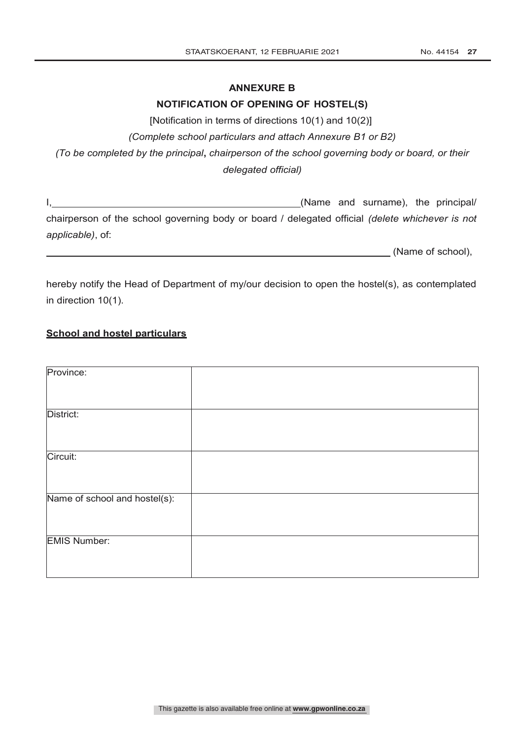## ANNEXURE B

## NOTIFICATION OF OPENING OF HOSTEL(S)

[Notification in terms of directions 10(1) and 10(2)]

*(Complete school particulars and attach Annexure B1 or B2)*

*(To be completed by the principal, chairperson of the school governing body or board, or their delegated official)*

I,\_\_\_\_\_\_\_\_\_\_\_\_\_\_\_\_\_\_\_\_\_\_\_\_\_\_\_\_\_\_\_\_\_\_\_\_\_\_\_\_\_\_(Name and surname), the principal/ chairperson of the school governing body or board / delegated official *(delete whichever is not applicable)*, of:

\_\_\_\_\_\_\_\_\_\_\_\_\_\_\_\_\_\_\_\_\_\_\_\_\_\_\_\_\_\_\_\_\_\_\_\_\_\_\_\_\_\_\_\_\_\_\_\_\_\_\_\_\_\_\_\_\_\_ (Name of school),

hereby notify the Head of Department of my/our decision to open the hostel(s), as contemplated in direction 10(1).

**School and hostel particulars**

| | |
|---|---|
| Province: | |
| District: | |
| Circuit: | |
| Name of school and hostel(s): | |
| EMIS Number: | |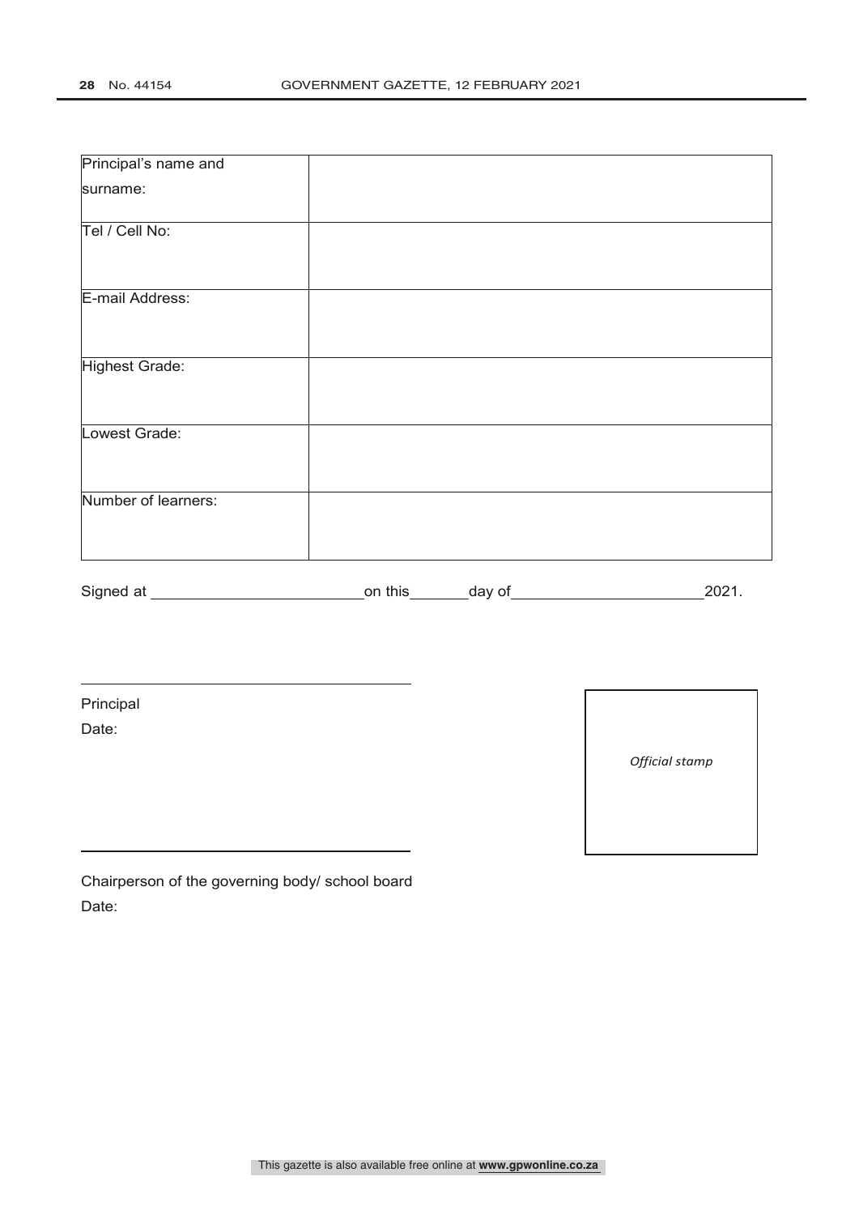| Principal's name and surname: | |
|---|---|
| Tel / Cell No: | |
| E-mail Address: | |
| Highest Grade: | |
| Lowest Grade: | |
| Number of learners: | |

Signed at \_\_\_\_\_\_\_\_\_\_\_\_\_\_\_\_\_\_\_\_\_\_\_\_ on this \_\_\_\_\_\_\_ day of \_\_\_\_\_\_\_\_\_\_\_\_\_\_\_\_\_\_\_\_\_\_ 2021.

\_\_\_\_\_\_\_\_\_\_\_\_\_\_\_\_\_\_\_\_\_\_\_\_\_\_\_\_\_\_\_\_\_\_\_\_\_\_\_\_

Principal

Date:

*Official stamp*

\_\_\_\_\_\_\_\_\_\_\_\_\_\_\_\_\_\_\_\_\_\_\_\_\_\_\_\_\_\_\_\_\_\_\_\_\_\_\_\_

Chairperson of the governing body/ school board

Date: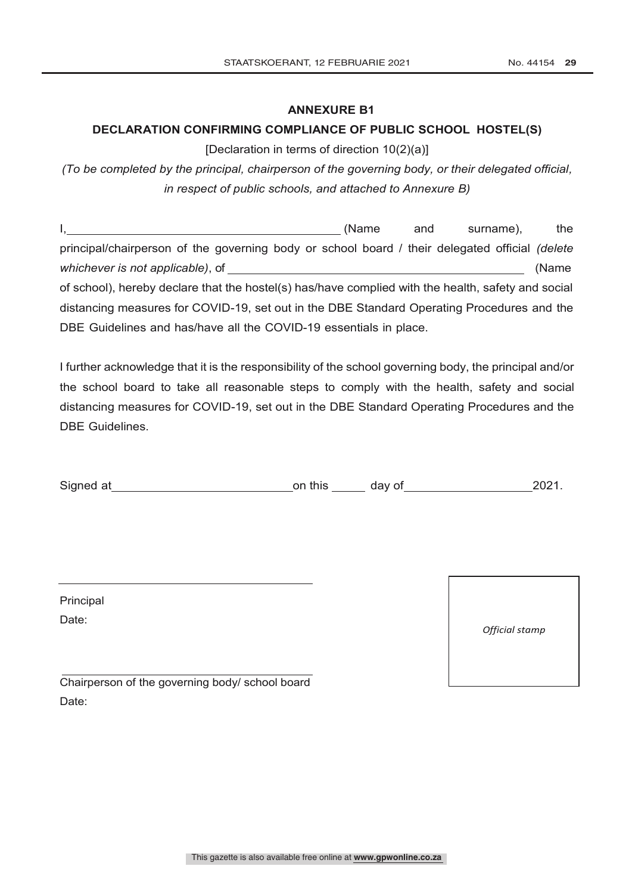**ANNEXURE B1**

**DECLARATION CONFIRMING COMPLIANCE OF PUBLIC SCHOOL HOSTEL(S)**

[Declaration in terms of direction 10(2)(a)]

*(To be completed by the principal, chairperson of the governing body, or their delegated official, in respect of public schools, and attached to Annexure B)*

I, \_\_\_\_\_\_\_\_\_\_\_\_\_\_\_\_\_\_\_\_\_\_\_\_\_\_\_\_\_\_\_\_\_\_\_\_\_\_\_\_ (Name and surname), the principal/chairperson of the governing body or school board / their delegated official *(delete whichever is not applicable)*, of \_\_\_\_\_\_\_\_\_\_\_\_\_\_\_\_\_\_\_\_\_\_\_\_\_\_\_\_\_\_\_\_\_\_\_\_\_\_\_\_\_\_\_\_ (Name of school), hereby declare that the hostel(s) has/have complied with the health, safety and social distancing measures for COVID-19, set out in the DBE Standard Operating Procedures and the DBE Guidelines and has/have all the COVID-19 essentials in place.

I further acknowledge that it is the responsibility of the school governing body, the principal and/or the school board to take all reasonable steps to comply with the health, safety and social distancing measures for COVID-19, set out in the DBE Standard Operating Procedures and the DBE Guidelines.

Signed at \_\_\_\_\_\_\_\_\_\_\_\_\_\_\_\_\_\_\_\_\_\_\_\_\_\_\_ on this \_\_\_\_\_ day of \_\_\_\_\_\_\_\_\_\_\_\_\_\_\_\_\_\_\_ 2021.

\_\_\_\_\_\_\_\_\_\_\_\_\_\_\_\_\_\_\_\_\_\_\_\_\_\_\_\_\_\_\_\_\_\_\_\_\_\_\_\_

Principal

Date:

\_\_\_\_\_\_\_\_\_\_\_\_\_\_\_\_\_\_\_\_\_\_\_\_\_\_\_\_\_\_\_\_\_\_\_\_\_\_\_\_

Chairperson of the governing body/ school board

Date:

*Official stamp*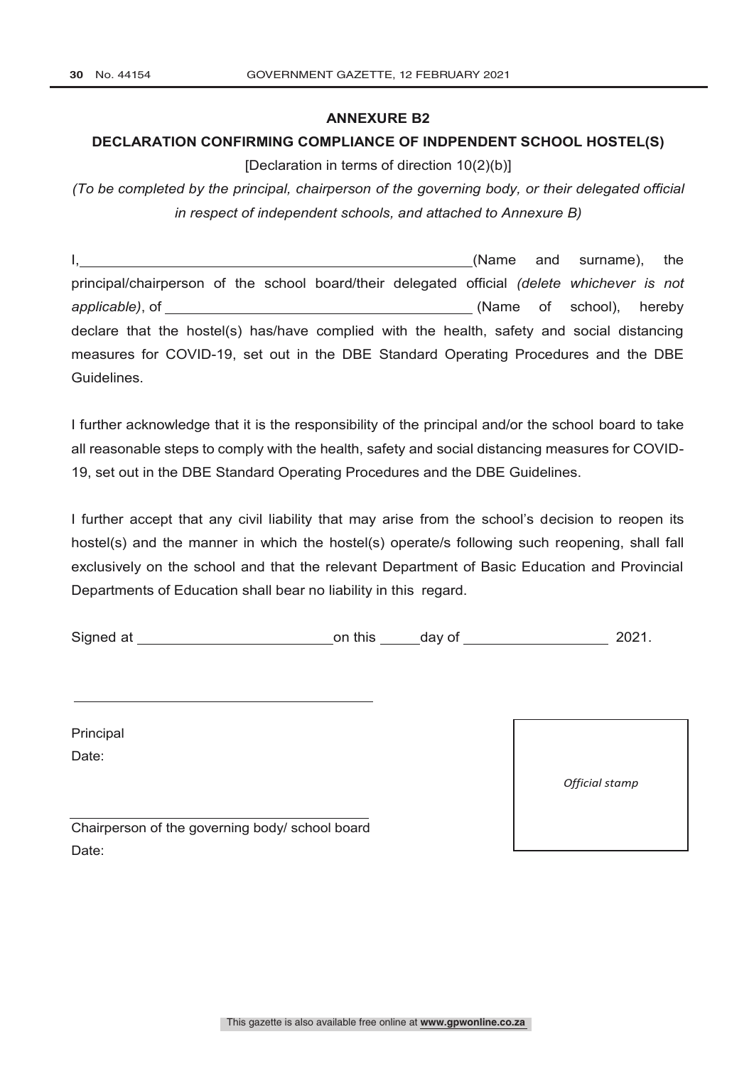## ANNEXURE B2

### DECLARATION CONFIRMING COMPLIANCE OF INDPENDENT SCHOOL HOSTEL(S)

[Declaration in terms of direction 10(2)(b)]

*(To be completed by the principal, chairperson of the governing body, or their delegated official in respect of independent schools, and attached to Annexure B)*

I,\_\_\_\_\_\_\_\_\_\_\_\_\_\_\_\_\_\_\_\_\_\_\_\_\_\_\_\_\_\_\_\_\_\_\_\_\_\_\_\_\_\_\_\_(Name and surname), the principal/chairperson of the school board/their delegated official *(delete whichever is not applicable)*, of \_\_\_\_\_\_\_\_\_\_\_\_\_\_\_\_\_\_\_\_\_\_\_\_\_\_\_\_\_\_\_\_\_\_\_ (Name of school), hereby declare that the hostel(s) has/have complied with the health, safety and social distancing measures for COVID-19, set out in the DBE Standard Operating Procedures and the DBE Guidelines.

I further acknowledge that it is the responsibility of the principal and/or the school board to take all reasonable steps to comply with the health, safety and social distancing measures for COVID-19, set out in the DBE Standard Operating Procedures and the DBE Guidelines.

I further accept that any civil liability that may arise from the school's decision to reopen its hostel(s) and the manner in which the hostel(s) operate/s following such reopening, shall fall exclusively on the school and that the relevant Department of Basic Education and Provincial Departments of Education shall bear no liability in this regard.

Signed at \_\_\_\_\_\_\_\_\_\_\_\_\_\_\_\_\_\_\_\_\_\_\_on this \_\_\_\_\_day of \_\_\_\_\_\_\_\_\_\_\_\_\_\_\_\_\_ 2021.

\_\_\_\_\_\_\_\_\_\_\_\_\_\_\_\_\_\_\_\_\_\_\_\_\_\_\_\_\_\_\_\_\_\_\_\_

Principal

Date:

\_\_\_\_\_\_\_\_\_\_\_\_\_\_\_\_\_\_\_\_\_\_\_\_\_\_\_\_\_\_\_\_\_\_\_\_

Chairperson of the governing body/ school board

Date:

*Official stamp*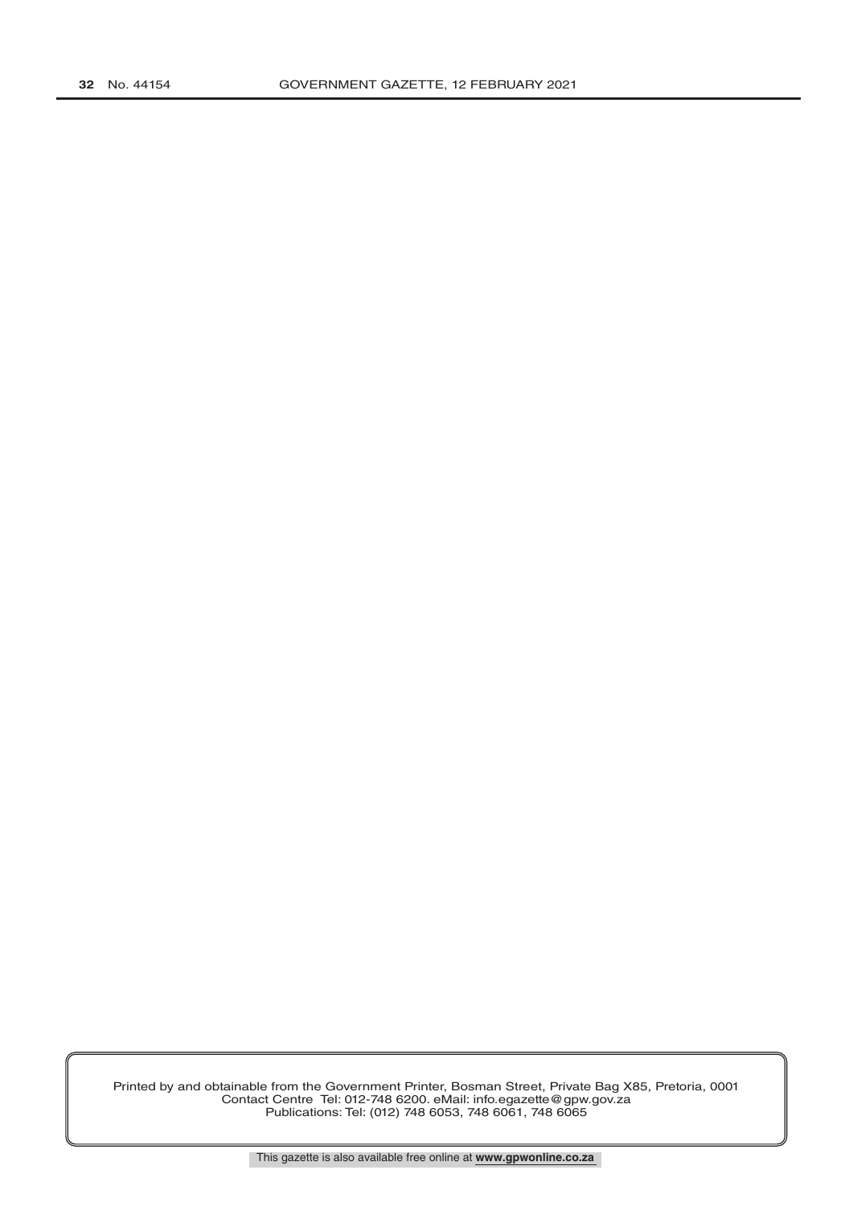Printed by and obtainable from the Government Printer, Bosman Street, Private Bag X85, Pretoria, 0001
Contact Centre Tel: 012-748 6200. eMail: info.egazette@gpw.gov.za
Publications: Tel: (012) 748 6053, 748 6061, 748 6065

This gazette is also available free online at **www.gpwonline.co.za**